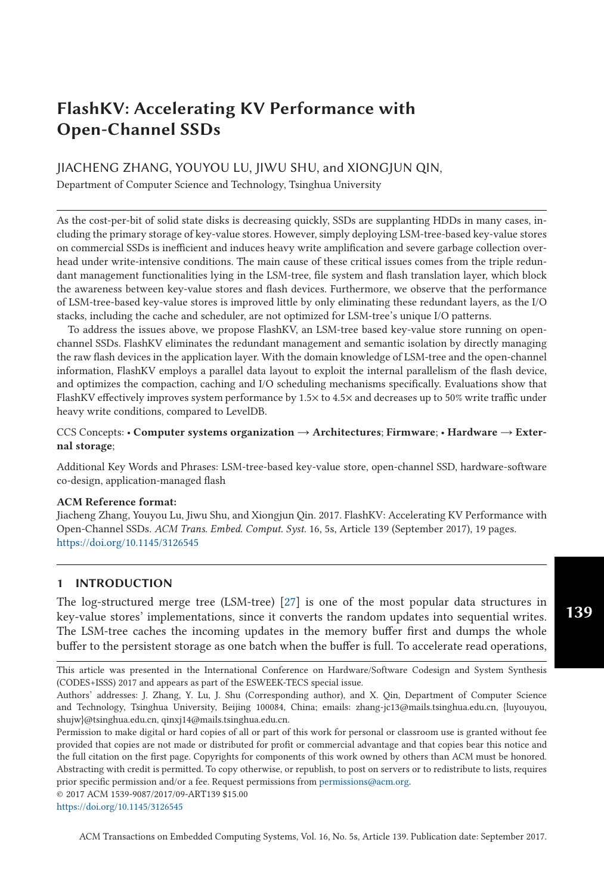# FlashKV: Accelerating KV Performance with Open-Channel SSDs

JIACHENG ZHANG, YOUYOU LU, JIWU SHU, and XIONGJUN QIN,

Department of Computer Science and Technology, Tsinghua University

As the cost-per-bit of solid state disks is decreasing quickly, SSDs are supplanting HDDs in many cases, including the primary storage of key-value stores. However, simply deploying LSM-tree-based key-value stores on commercial SSDs is inefficient and induces heavy write amplification and severe garbage collection overhead under write-intensive conditions. The main cause of these critical issues comes from the triple redundant management functionalities lying in the LSM-tree, file system and flash translation layer, which block the awareness between key-value stores and flash devices. Furthermore, we observe that the performance of LSM-tree-based key-value stores is improved little by only eliminating these redundant layers, as the I/O stacks, including the cache and scheduler, are not optimized for LSM-tree's unique I/O patterns.

To address the issues above, we propose FlashKV, an LSM-tree based key-value store running on open-channel SSDs. FlashKV eliminates the redundant management and semantic isolation by directly managing the raw flash devices in the application layer. With the domain knowledge of LSM-tree and the open-channel information, FlashKV employs a parallel data layout to exploit the internal parallelism of the flash device, and optimizes the compaction, caching and I/O scheduling mechanisms specifically. Evaluations show that FlashKV effectively improves system performance by 1.5× to 4.5× and decreases up to 50% write traffic under heavy write conditions, compared to LevelDB.

CCS Concepts: • **Computer systems organization → Architectures**; **Firmware**; • **Hardware → External storage**;

Additional Key Words and Phrases: LSM-tree-based key-value store, open-channel SSD, hardware-software co-design, application-managed flash

**ACM Reference format:**
Jiacheng Zhang, Youyou Lu, Jiwu Shu, and Xiongjun Qin. 2017. FlashKV: Accelerating KV Performance with Open-Channel SSDs. *ACM Trans. Embed. Comput. Syst.* 16, 5s, Article 139 (September 2017), 19 pages.
https://doi.org/10.1145/3126545

## 1 INTRODUCTION

The log-structured merge tree (LSM-tree) [27] is one of the most popular data structures in key-value stores' implementations, since it converts the random updates into sequential writes. The LSM-tree caches the incoming updates in the memory buffer first and dumps the whole buffer to the persistent storage as one batch when the buffer is full. To accelerate read operations,

This article was presented in the International Conference on Hardware/Software Codesign and System Synthesis (CODES+ISSS) 2017 and appears as part of the ESWEEK-TECS special issue.

Authors' addresses: J. Zhang, Y. Lu, J. Shu (Corresponding author), and X. Qin, Department of Computer Science and Technology, Tsinghua University, Beijing 100084, China; emails: zhang-jc13@mails.tsinghua.edu.cn, {luyouyou, shujw}@tsinghua.edu.cn, qinxj14@mails.tsinghua.edu.cn.

Permission to make digital or hard copies of all or part of this work for personal or classroom use is granted without fee provided that copies are not made or distributed for profit or commercial advantage and that copies bear this notice and the full citation on the first page. Copyrights for components of this work owned by others than ACM must be honored. Abstracting with credit is permitted. To copy otherwise, or republish, to post on servers or to redistribute to lists, requires prior specific permission and/or a fee. Request permissions from permissions@acm.org.

© 2017 ACM 1539-9087/2017/09-ART139 $15.00

https://doi.org/10.1145/3126545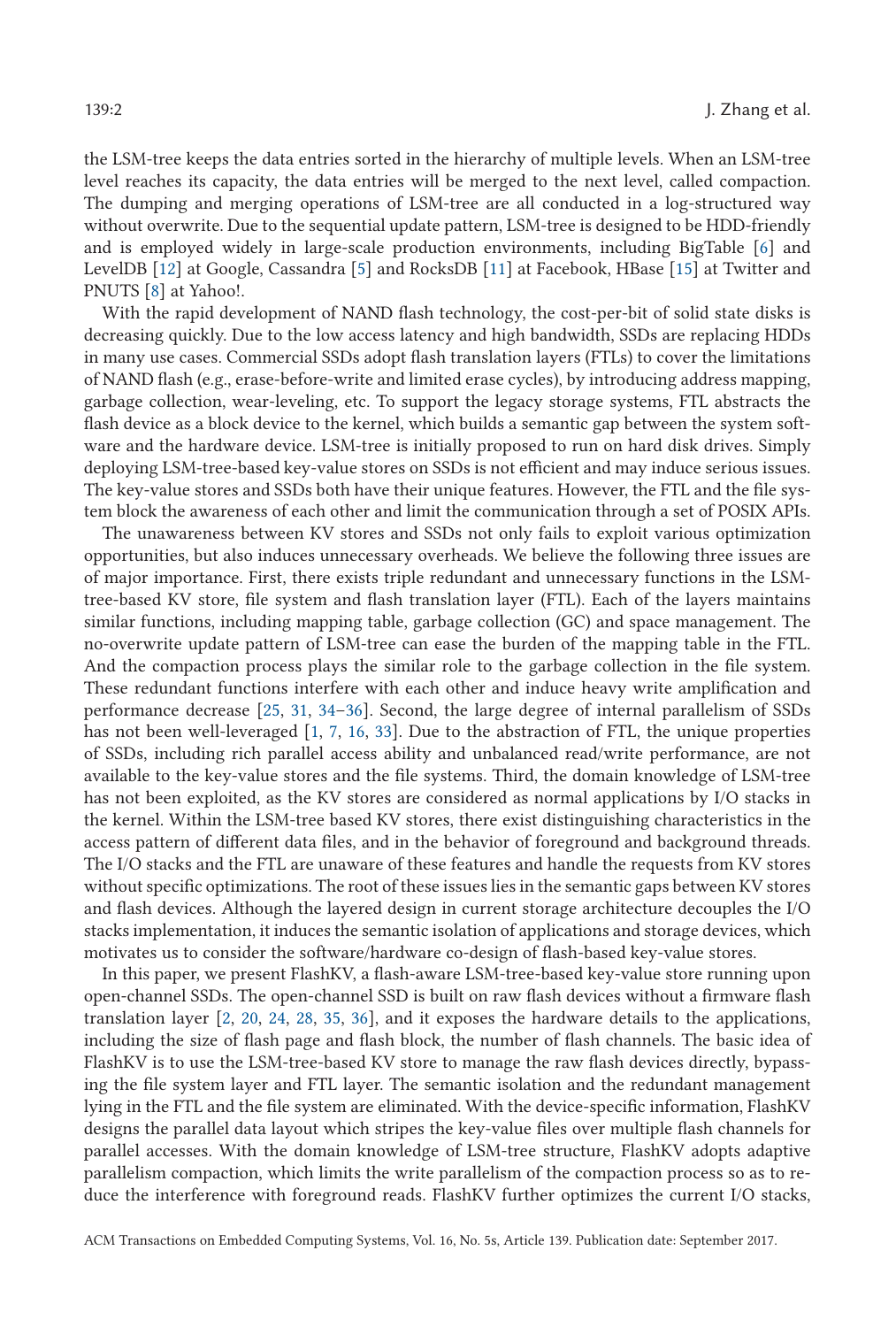the LSM-tree keeps the data entries sorted in the hierarchy of multiple levels. When an LSM-tree level reaches its capacity, the data entries will be merged to the next level, called compaction. The dumping and merging operations of LSM-tree are all conducted in a log-structured way without overwrite. Due to the sequential update pattern, LSM-tree is designed to be HDD-friendly and is employed widely in large-scale production environments, including BigTable [6] and LevelDB [12] at Google, Cassandra [5] and RocksDB [11] at Facebook, HBase [15] at Twitter and PNUTS [8] at Yahoo!.

With the rapid development of NAND flash technology, the cost-per-bit of solid state disks is decreasing quickly. Due to the low access latency and high bandwidth, SSDs are replacing HDDs in many use cases. Commercial SSDs adopt flash translation layers (FTLs) to cover the limitations of NAND flash (e.g., erase-before-write and limited erase cycles), by introducing address mapping, garbage collection, wear-leveling, etc. To support the legacy storage systems, FTL abstracts the flash device as a block device to the kernel, which builds a semantic gap between the system software and the hardware device. LSM-tree is initially proposed to run on hard disk drives. Simply deploying LSM-tree-based key-value stores on SSDs is not efficient and may induce serious issues. The key-value stores and SSDs both have their unique features. However, the FTL and the file system block the awareness of each other and limit the communication through a set of POSIX APIs.

The unawareness between KV stores and SSDs not only fails to exploit various optimization opportunities, but also induces unnecessary overheads. We believe the following three issues are of major importance. First, there exists triple redundant and unnecessary functions in the LSM-tree-based KV store, file system and flash translation layer (FTL). Each of the layers maintains similar functions, including mapping table, garbage collection (GC) and space management. The no-overwrite update pattern of LSM-tree can ease the burden of the mapping table in the FTL. And the compaction process plays the similar role to the garbage collection in the file system. These redundant functions interfere with each other and induce heavy write amplification and performance decrease [25, 31, 34–36]. Second, the large degree of internal parallelism of SSDs has not been well-leveraged [1, 7, 16, 33]. Due to the abstraction of FTL, the unique properties of SSDs, including rich parallel access ability and unbalanced read/write performance, are not available to the key-value stores and the file systems. Third, the domain knowledge of LSM-tree has not been exploited, as the KV stores are considered as normal applications by I/O stacks in the kernel. Within the LSM-tree based KV stores, there exist distinguishing characteristics in the access pattern of different data files, and in the behavior of foreground and background threads. The I/O stacks and the FTL are unaware of these features and handle the requests from KV stores without specific optimizations. The root of these issues lies in the semantic gaps between KV stores and flash devices. Although the layered design in current storage architecture decouples the I/O stacks implementation, it induces the semantic isolation of applications and storage devices, which motivates us to consider the software/hardware co-design of flash-based key-value stores.

In this paper, we present FlashKV, a flash-aware LSM-tree-based key-value store running upon open-channel SSDs. The open-channel SSD is built on raw flash devices without a firmware flash translation layer [2, 20, 24, 28, 35, 36], and it exposes the hardware details to the applications, including the size of flash page and flash block, the number of flash channels. The basic idea of FlashKV is to use the LSM-tree-based KV store to manage the raw flash devices directly, bypassing the file system layer and FTL layer. The semantic isolation and the redundant management lying in the FTL and the file system are eliminated. With the device-specific information, FlashKV designs the parallel data layout which stripes the key-value files over multiple flash channels for parallel accesses. With the domain knowledge of LSM-tree structure, FlashKV adopts adaptive parallelism compaction, which limits the write parallelism of the compaction process so as to reduce the interference with foreground reads. FlashKV further optimizes the current I/O stacks,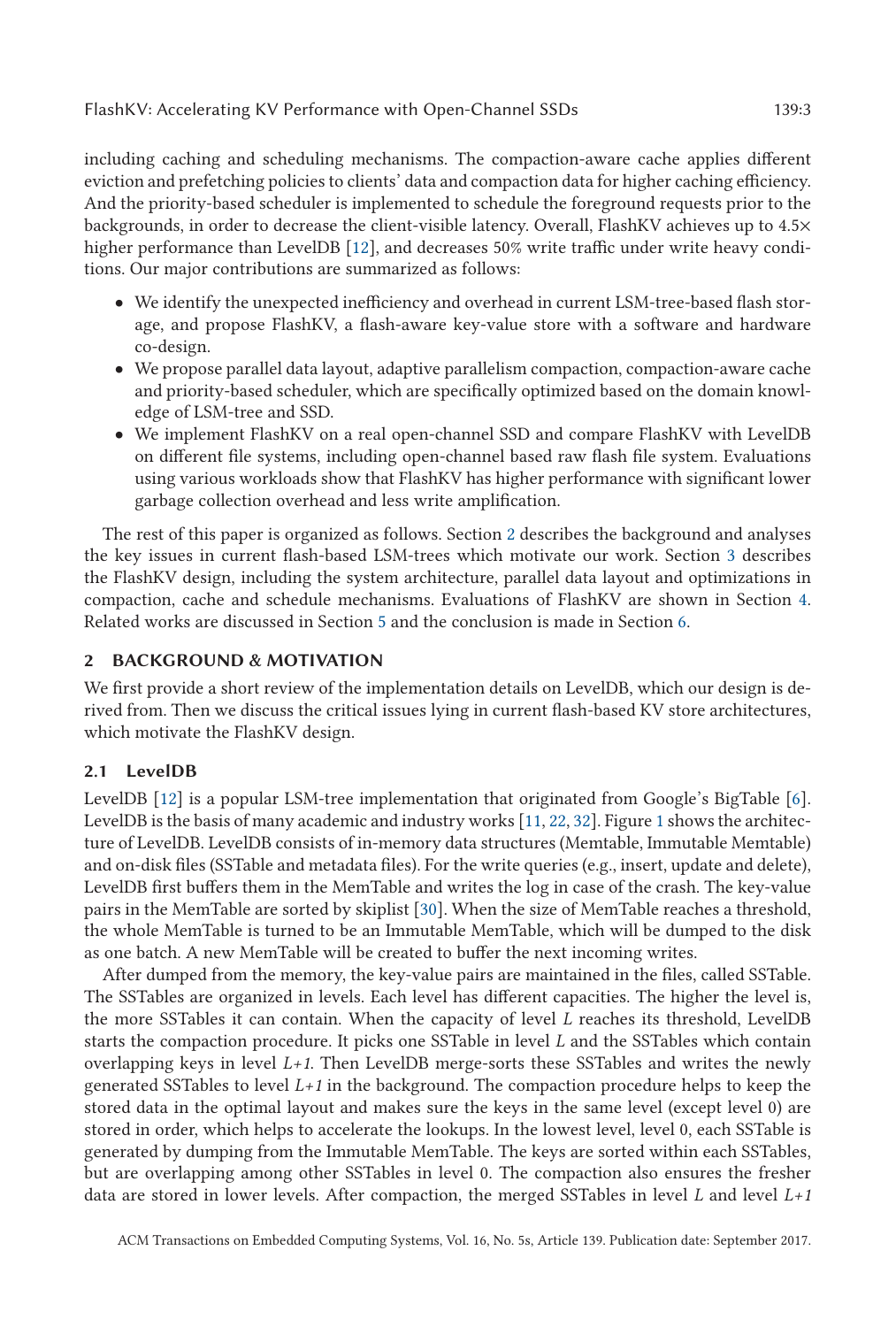including caching and scheduling mechanisms. The compaction-aware cache applies different eviction and prefetching policies to clients' data and compaction data for higher caching efficiency. And the priority-based scheduler is implemented to schedule the foreground requests prior to the backgrounds, in order to decrease the client-visible latency. Overall, FlashKV achieves up to 4.5× higher performance than LevelDB [12], and decreases 50% write traffic under write heavy conditions. Our major contributions are summarized as follows:

- We identify the unexpected inefficiency and overhead in current LSM-tree-based flash storage, and propose FlashKV, a flash-aware key-value store with a software and hardware co-design.
- We propose parallel data layout, adaptive parallelism compaction, compaction-aware cache and priority-based scheduler, which are specifically optimized based on the domain knowledge of LSM-tree and SSD.
- We implement FlashKV on a real open-channel SSD and compare FlashKV with LevelDB on different file systems, including open-channel based raw flash file system. Evaluations using various workloads show that FlashKV has higher performance with significant lower garbage collection overhead and less write amplification.

The rest of this paper is organized as follows. Section 2 describes the background and analyses the key issues in current flash-based LSM-trees which motivate our work. Section 3 describes the FlashKV design, including the system architecture, parallel data layout and optimizations in compaction, cache and schedule mechanisms. Evaluations of FlashKV are shown in Section 4. Related works are discussed in Section 5 and the conclusion is made in Section 6.

## 2 BACKGROUND & MOTIVATION

We first provide a short review of the implementation details on LevelDB, which our design is derived from. Then we discuss the critical issues lying in current flash-based KV store architectures, which motivate the FlashKV design.

### 2.1 LevelDB

LevelDB [12] is a popular LSM-tree implementation that originated from Google's BigTable [6]. LevelDB is the basis of many academic and industry works [11, 22, 32]. Figure 1 shows the architecture of LevelDB. LevelDB consists of in-memory data structures (Memtable, Immutable Memtable) and on-disk files (SSTable and metadata files). For the write queries (e.g., insert, update and delete), LevelDB first buffers them in the MemTable and writes the log in case of the crash. The key-value pairs in the MemTable are sorted by skiplist [30]. When the size of MemTable reaches a threshold, the whole MemTable is turned to be an Immutable MemTable, which will be dumped to the disk as one batch. A new MemTable will be created to buffer the next incoming writes.

After dumped from the memory, the key-value pairs are maintained in the files, called SSTable. The SSTables are organized in levels. Each level has different capacities. The higher the level is, the more SSTables it can contain. When the capacity of level *L* reaches its threshold, LevelDB starts the compaction procedure. It picks one SSTable in level *L* and the SSTables which contain overlapping keys in level *L+1*. Then LevelDB merge-sorts these SSTables and writes the newly generated SSTables to level *L+1* in the background. The compaction procedure helps to keep the stored data in the optimal layout and makes sure the keys in the same level (except level 0) are stored in order, which helps to accelerate the lookups. In the lowest level, level 0, each SSTable is generated by dumping from the Immutable MemTable. The keys are sorted within each SSTables, but are overlapping among other SSTables in level 0. The compaction also ensures the fresher data are stored in lower levels. After compaction, the merged SSTables in level *L* and level *L+1*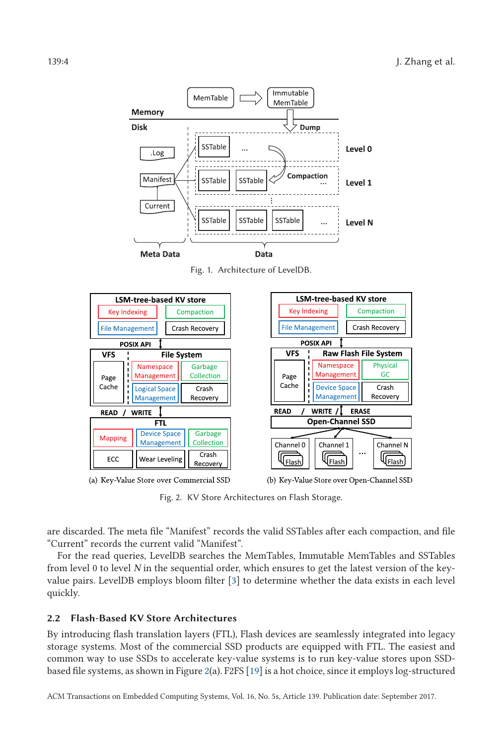Fig. 1. Architecture of LevelDB.

(a) Key-Value Store over Commercial SSD

(b) Key-Value Store over Open-Channel SSD

Fig. 2. KV Store Architectures on Flash Storage.

are discarded. The meta file "Manifest" records the valid SSTables after each compaction, and file "Current" records the current valid "Manifest".

For the read queries, LevelDB searches the MemTables, Immutable MemTables and SSTables from level 0 to level $N$ in the sequential order, which ensures to get the latest version of the key-value pairs. LevelDB employs bloom filter [3] to determine whether the data exists in each level quickly.

## 2.2 Flash-Based KV Store Architectures

By introducing flash translation layers (FTL), Flash devices are seamlessly integrated into legacy storage systems. Most of the commercial SSD products are equipped with FTL. The easiest and common way to use SSDs to accelerate key-value systems is to run key-value stores upon SSD-based file systems, as shown in Figure 2(a). F2FS [19] is a hot choice, since it employs log-structured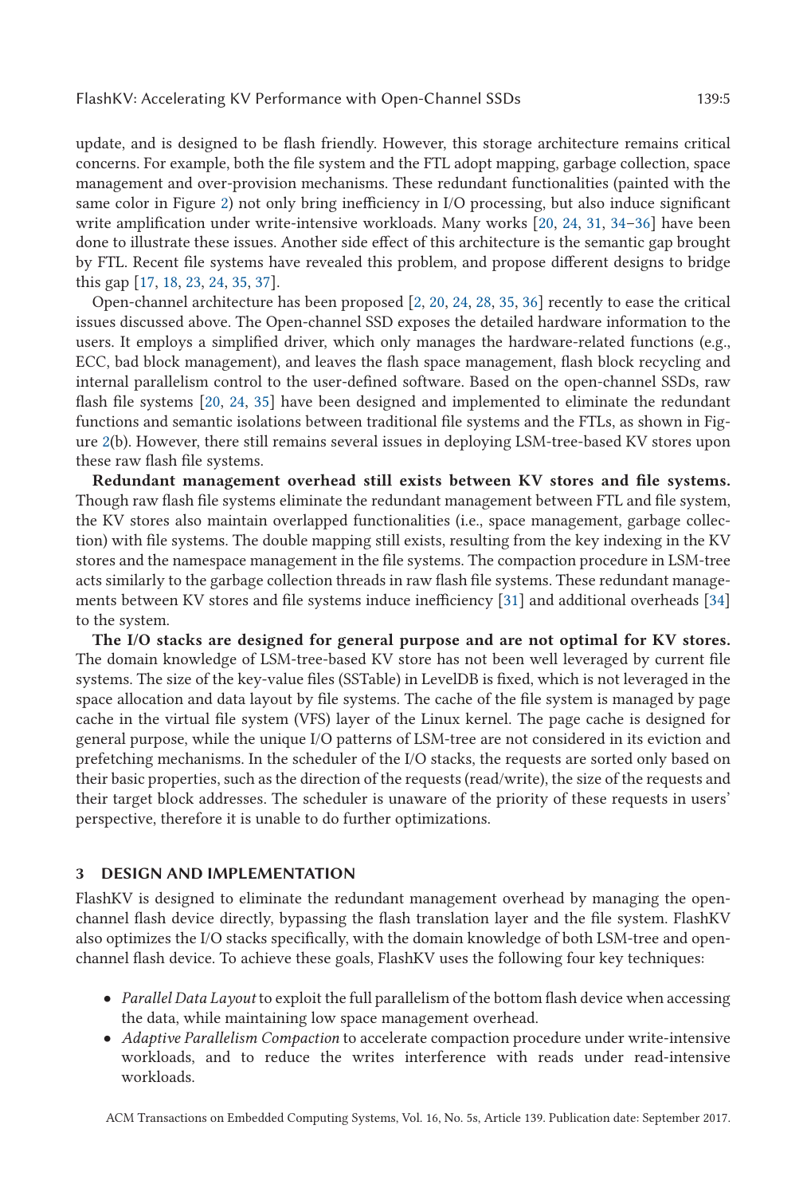update, and is designed to be flash friendly. However, this storage architecture remains critical concerns. For example, both the file system and the FTL adopt mapping, garbage collection, space management and over-provision mechanisms. These redundant functionalities (painted with the same color in Figure 2) not only bring inefficiency in I/O processing, but also induce significant write amplification under write-intensive workloads. Many works [20, 24, 31, 34–36] have been done to illustrate these issues. Another side effect of this architecture is the semantic gap brought by FTL. Recent file systems have revealed this problem, and propose different designs to bridge this gap [17, 18, 23, 24, 35, 37].

Open-channel architecture has been proposed [2, 20, 24, 28, 35, 36] recently to ease the critical issues discussed above. The Open-channel SSD exposes the detailed hardware information to the users. It employs a simplified driver, which only manages the hardware-related functions (e.g., ECC, bad block management), and leaves the flash space management, flash block recycling and internal parallelism control to the user-defined software. Based on the open-channel SSDs, raw flash file systems [20, 24, 35] have been designed and implemented to eliminate the redundant functions and semantic isolations between traditional file systems and the FTLs, as shown in Figure 2(b). However, there still remains several issues in deploying LSM-tree-based KV stores upon these raw flash file systems.

**Redundant management overhead still exists between KV stores and file systems.** Though raw flash file systems eliminate the redundant management between FTL and file system, the KV stores also maintain overlapped functionalities (i.e., space management, garbage collection) with file systems. The double mapping still exists, resulting from the key indexing in the KV stores and the namespace management in the file systems. The compaction procedure in LSM-tree acts similarly to the garbage collection threads in raw flash file systems. These redundant managements between KV stores and file systems induce inefficiency [31] and additional overheads [34] to the system.

**The I/O stacks are designed for general purpose and are not optimal for KV stores.** The domain knowledge of LSM-tree-based KV store has not been well leveraged by current file systems. The size of the key-value files (SSTable) in LevelDB is fixed, which is not leveraged in the space allocation and data layout by file systems. The cache of the file system is managed by page cache in the virtual file system (VFS) layer of the Linux kernel. The page cache is designed for general purpose, while the unique I/O patterns of LSM-tree are not considered in its eviction and prefetching mechanisms. In the scheduler of the I/O stacks, the requests are sorted only based on their basic properties, such as the direction of the requests (read/write), the size of the requests and their target block addresses. The scheduler is unaware of the priority of these requests in users' perspective, therefore it is unable to do further optimizations.

## 3 DESIGN AND IMPLEMENTATION

FlashKV is designed to eliminate the redundant management overhead by managing the open-channel flash device directly, bypassing the flash translation layer and the file system. FlashKV also optimizes the I/O stacks specifically, with the domain knowledge of both LSM-tree and open-channel flash device. To achieve these goals, FlashKV uses the following four key techniques:

- *Parallel Data Layout* to exploit the full parallelism of the bottom flash device when accessing the data, while maintaining low space management overhead.
- *Adaptive Parallelism Compaction* to accelerate compaction procedure under write-intensive workloads, and to reduce the writes interference with reads under read-intensive workloads.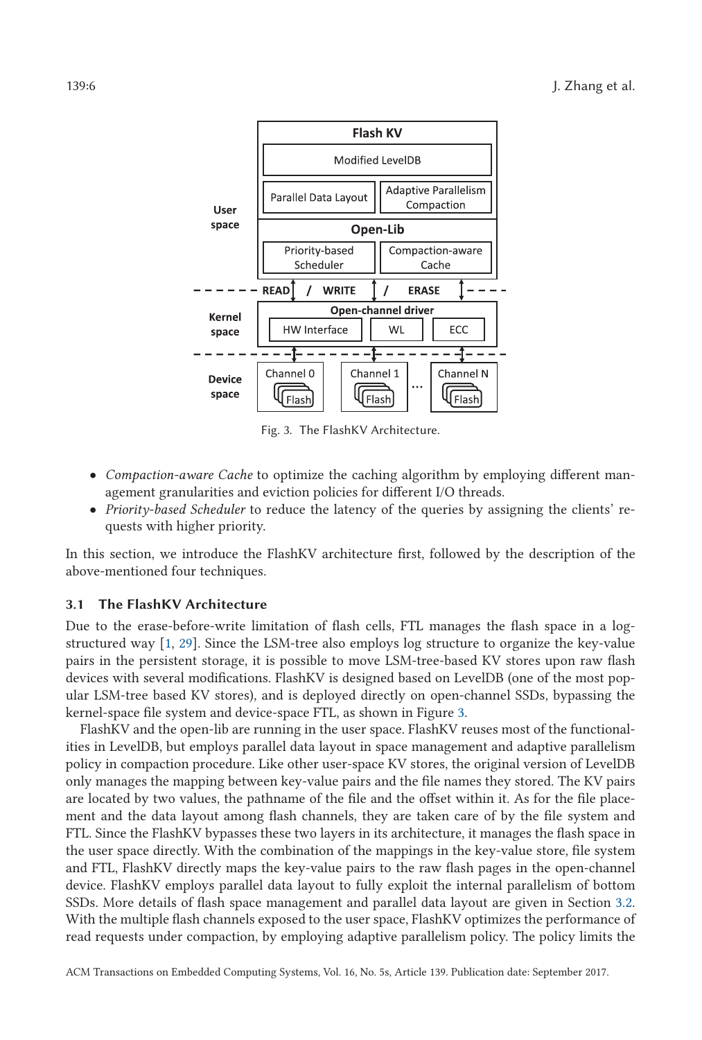Flash KV

Modified LevelDB

Parallel Data Layout

Adaptive Parallelism Compaction

User space

Open-Lib

Priority-based Scheduler

Compaction-aware Cache

READ / WRITE / ERASE

Kernel space

Open-channel driver

HW Interface

WL

ECC

Device space

Channel 0

Flash

Channel 1

Flash

...

Channel N

Flash

Fig. 3. The FlashKV Architecture.

- *Compaction-aware Cache* to optimize the caching algorithm by employing different management granularities and eviction policies for different I/O threads.
- *Priority-based Scheduler* to reduce the latency of the queries by assigning the clients' requests with higher priority.

In this section, we introduce the FlashKV architecture first, followed by the description of the above-mentioned four techniques.

### 3.1 The FlashKV Architecture

Due to the erase-before-write limitation of flash cells, FTL manages the flash space in a log-structured way [1, 29]. Since the LSM-tree also employs log structure to organize the key-value pairs in the persistent storage, it is possible to move LSM-tree-based KV stores upon raw flash devices with several modifications. FlashKV is designed based on LevelDB (one of the most popular LSM-tree based KV stores), and is deployed directly on open-channel SSDs, bypassing the kernel-space file system and device-space FTL, as shown in Figure 3.

FlashKV and the open-lib are running in the user space. FlashKV reuses most of the functionalities in LevelDB, but employs parallel data layout in space management and adaptive parallelism policy in compaction procedure. Like other user-space KV stores, the original version of LevelDB only manages the mapping between key-value pairs and the file names they stored. The KV pairs are located by two values, the pathname of the file and the offset within it. As for the file placement and the data layout among flash channels, they are taken care of by the file system and FTL. Since the FlashKV bypasses these two layers in its architecture, it manages the flash space in the user space directly. With the combination of the mappings in the key-value store, file system and FTL, FlashKV directly maps the key-value pairs to the raw flash pages in the open-channel device. FlashKV employs parallel data layout to fully exploit the internal parallelism of bottom SSDs. More details of flash space management and parallel data layout are given in Section 3.2. With the multiple flash channels exposed to the user space, FlashKV optimizes the performance of read requests under compaction, by employing adaptive parallelism policy. The policy limits the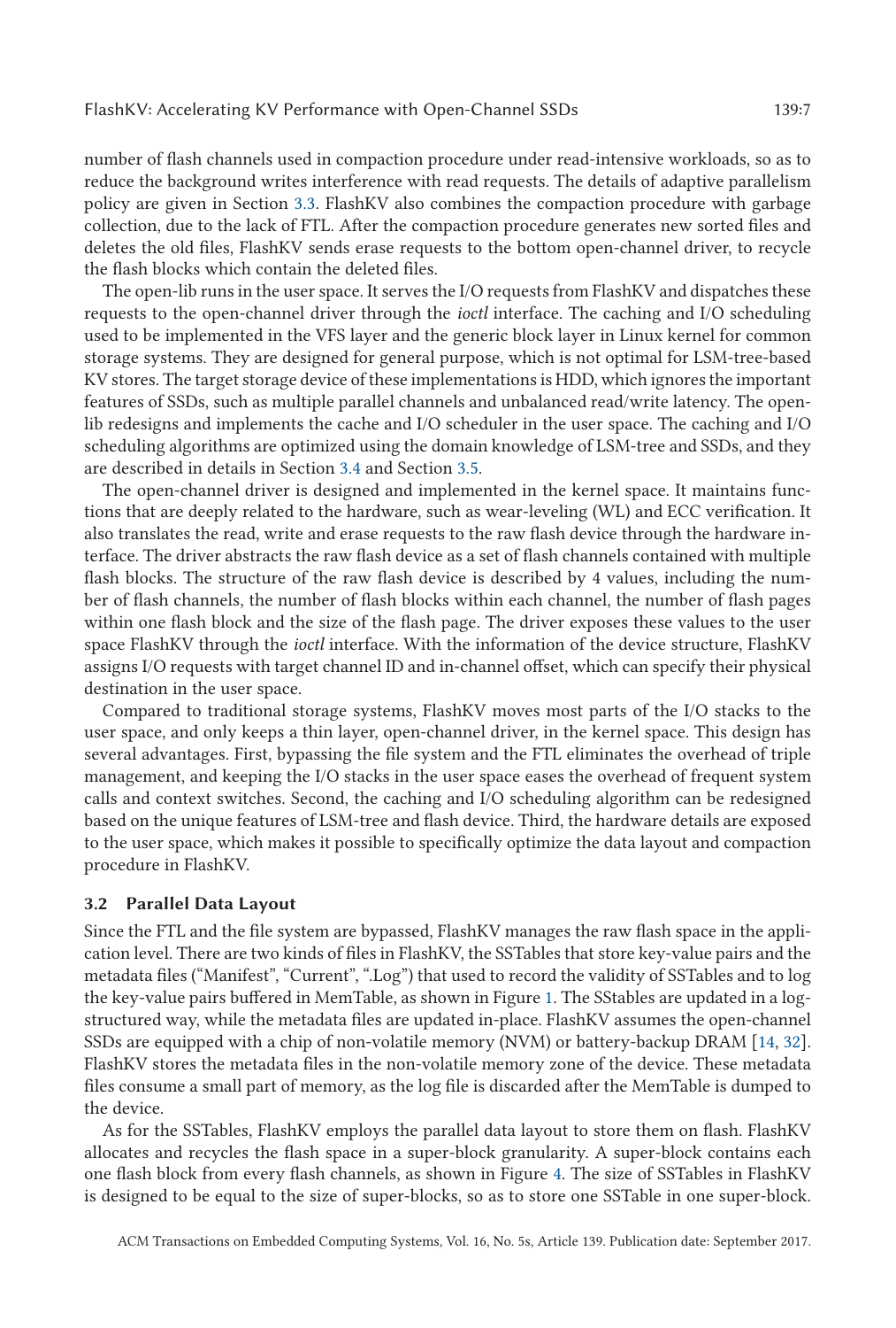number of flash channels used in compaction procedure under read-intensive workloads, so as to reduce the background writes interference with read requests. The details of adaptive parallelism policy are given in Section 3.3. FlashKV also combines the compaction procedure with garbage collection, due to the lack of FTL. After the compaction procedure generates new sorted files and deletes the old files, FlashKV sends erase requests to the bottom open-channel driver, to recycle the flash blocks which contain the deleted files.

The open-lib runs in the user space. It serves the I/O requests from FlashKV and dispatches these requests to the open-channel driver through the *ioctl* interface. The caching and I/O scheduling used to be implemented in the VFS layer and the generic block layer in Linux kernel for common storage systems. They are designed for general purpose, which is not optimal for LSM-tree-based KV stores. The target storage device of these implementations is HDD, which ignores the important features of SSDs, such as multiple parallel channels and unbalanced read/write latency. The open-lib redesigns and implements the cache and I/O scheduler in the user space. The caching and I/O scheduling algorithms are optimized using the domain knowledge of LSM-tree and SSDs, and they are described in details in Section 3.4 and Section 3.5.

The open-channel driver is designed and implemented in the kernel space. It maintains functions that are deeply related to the hardware, such as wear-leveling (WL) and ECC verification. It also translates the read, write and erase requests to the raw flash device through the hardware interface. The driver abstracts the raw flash device as a set of flash channels contained with multiple flash blocks. The structure of the raw flash device is described by 4 values, including the number of flash channels, the number of flash blocks within each channel, the number of flash pages within one flash block and the size of the flash page. The driver exposes these values to the user space FlashKV through the *ioctl* interface. With the information of the device structure, FlashKV assigns I/O requests with target channel ID and in-channel offset, which can specify their physical destination in the user space.

Compared to traditional storage systems, FlashKV moves most parts of the I/O stacks to the user space, and only keeps a thin layer, open-channel driver, in the kernel space. This design has several advantages. First, bypassing the file system and the FTL eliminates the overhead of triple management, and keeping the I/O stacks in the user space eases the overhead of frequent system calls and context switches. Second, the caching and I/O scheduling algorithm can be redesigned based on the unique features of LSM-tree and flash device. Third, the hardware details are exposed to the user space, which makes it possible to specifically optimize the data layout and compaction procedure in FlashKV.

### 3.2 Parallel Data Layout

Since the FTL and the file system are bypassed, FlashKV manages the raw flash space in the application level. There are two kinds of files in FlashKV, the SSTables that store key-value pairs and the metadata files ("Manifest", "Current", ".Log") that used to record the validity of SSTables and to log the key-value pairs buffered in MemTable, as shown in Figure 1. The SStables are updated in a log-structured way, while the metadata files are updated in-place. FlashKV assumes the open-channel SSDs are equipped with a chip of non-volatile memory (NVM) or battery-backup DRAM [14, 32]. FlashKV stores the metadata files in the non-volatile memory zone of the device. These metadata files consume a small part of memory, as the log file is discarded after the MemTable is dumped to the device.

As for the SSTables, FlashKV employs the parallel data layout to store them on flash. FlashKV allocates and recycles the flash space in a super-block granularity. A super-block contains each one flash block from every flash channels, as shown in Figure 4. The size of SSTables in FlashKV is designed to be equal to the size of super-blocks, so as to store one SSTable in one super-block.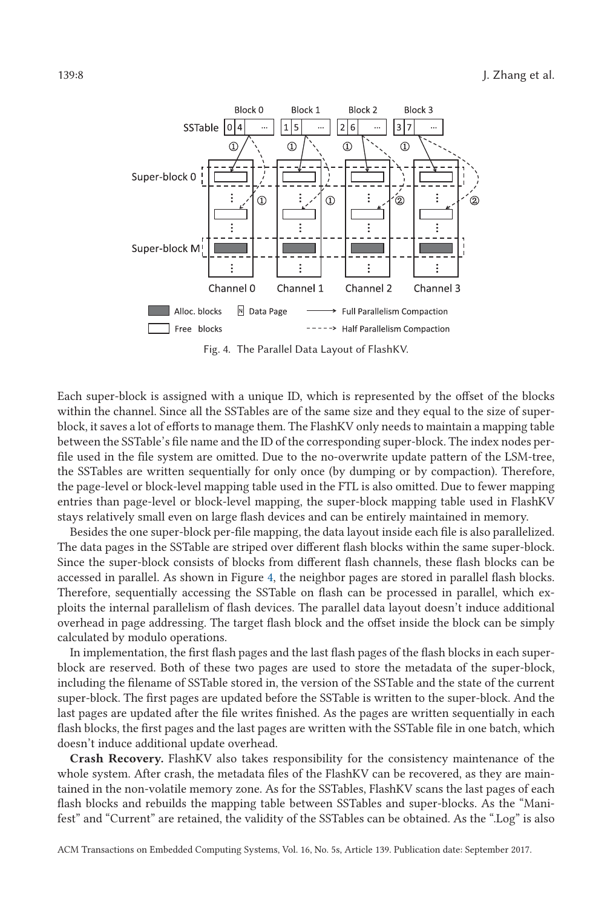Fig. 4. The Parallel Data Layout of FlashKV.

Each super-block is assigned with a unique ID, which is represented by the offset of the blocks within the channel. Since all the SSTables are of the same size and they equal to the size of super-block, it saves a lot of efforts to manage them. The FlashKV only needs to maintain a mapping table between the SSTable's file name and the ID of the corresponding super-block. The index nodes per-file used in the file system are omitted. Due to the no-overwrite update pattern of the LSM-tree, the SSTables are written sequentially for only once (by dumping or by compaction). Therefore, the page-level or block-level mapping table used in the FTL is also omitted. Due to fewer mapping entries than page-level or block-level mapping, the super-block mapping table used in FlashKV stays relatively small even on large flash devices and can be entirely maintained in memory.

Besides the one super-block per-file mapping, the data layout inside each file is also parallelized. The data pages in the SSTable are striped over different flash blocks within the same super-block. Since the super-block consists of blocks from different flash channels, these flash blocks can be accessed in parallel. As shown in Figure 4, the neighbor pages are stored in parallel flash blocks. Therefore, sequentially accessing the SSTable on flash can be processed in parallel, which exploits the internal parallelism of flash devices. The parallel data layout doesn't induce additional overhead in page addressing. The target flash block and the offset inside the block can be simply calculated by modulo operations.

In implementation, the first flash pages and the last flash pages of the flash blocks in each super-block are reserved. Both of these two pages are used to store the metadata of the super-block, including the filename of SSTable stored in, the version of the SSTable and the state of the current super-block. The first pages are updated before the SSTable is written to the super-block. And the last pages are updated after the file writes finished. As the pages are written sequentially in each flash blocks, the first pages and the last pages are written with the SSTable file in one batch, which doesn't induce additional update overhead.

**Crash Recovery.** FlashKV also takes responsibility for the consistency maintenance of the whole system. After crash, the metadata files of the FlashKV can be recovered, as they are maintained in the non-volatile memory zone. As for the SSTables, FlashKV scans the last pages of each flash blocks and rebuilds the mapping table between SSTables and super-blocks. As the "Manifest" and "Current" are retained, the validity of the SSTables can be obtained. As the ".Log" is also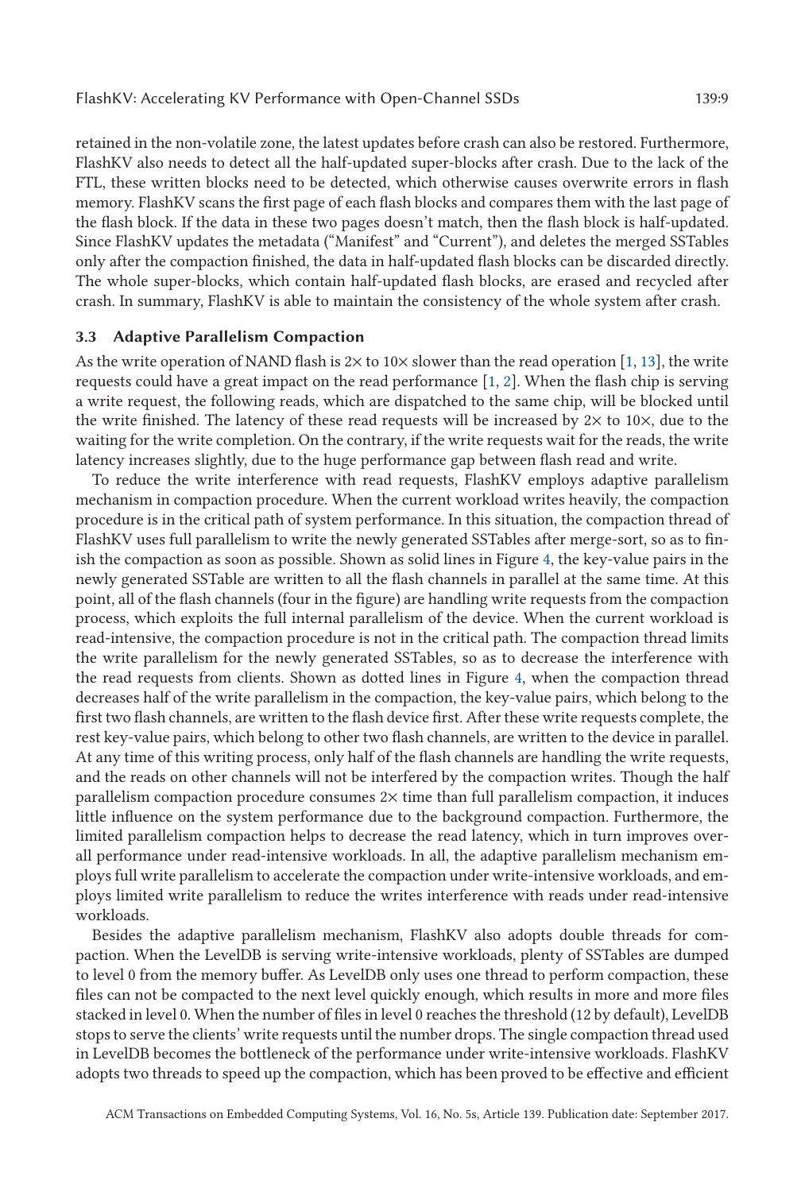retained in the non-volatile zone, the latest updates before crash can also be restored. Furthermore, FlashKV also needs to detect all the half-updated super-blocks after crash. Due to the lack of the FTL, these written blocks need to be detected, which otherwise causes overwrite errors in flash memory. FlashKV scans the first page of each flash blocks and compares them with the last page of the flash block. If the data in these two pages doesn't match, then the flash block is half-updated. Since FlashKV updates the metadata ("Manifest" and "Current"), and deletes the merged SSTables only after the compaction finished, the data in half-updated flash blocks can be discarded directly. The whole super-blocks, which contain half-updated flash blocks, are erased and recycled after crash. In summary, FlashKV is able to maintain the consistency of the whole system after crash.

### 3.3 Adaptive Parallelism Compaction

As the write operation of NAND flash is 2× to 10× slower than the read operation [1, 13], the write requests could have a great impact on the read performance [1, 2]. When the flash chip is serving a write request, the following reads, which are dispatched to the same chip, will be blocked until the write finished. The latency of these read requests will be increased by 2× to 10×, due to the waiting for the write completion. On the contrary, if the write requests wait for the reads, the write latency increases slightly, due to the huge performance gap between flash read and write.

To reduce the write interference with read requests, FlashKV employs adaptive parallelism mechanism in compaction procedure. When the current workload writes heavily, the compaction procedure is in the critical path of system performance. In this situation, the compaction thread of FlashKV uses full parallelism to write the newly generated SSTables after merge-sort, so as to finish the compaction as soon as possible. Shown as solid lines in Figure 4, the key-value pairs in the newly generated SSTable are written to all the flash channels in parallel at the same time. At this point, all of the flash channels (four in the figure) are handling write requests from the compaction process, which exploits the full internal parallelism of the device. When the current workload is read-intensive, the compaction procedure is not in the critical path. The compaction thread limits the write parallelism for the newly generated SSTables, so as to decrease the interference with the read requests from clients. Shown as dotted lines in Figure 4, when the compaction thread decreases half of the write parallelism in the compaction, the key-value pairs, which belong to the first two flash channels, are written to the flash device first. After these write requests complete, the rest key-value pairs, which belong to other two flash channels, are written to the device in parallel. At any time of this writing process, only half of the flash channels are handling the write requests, and the reads on other channels will not be interfered by the compaction writes. Though the half parallelism compaction procedure consumes 2× time than full parallelism compaction, it induces little influence on the system performance due to the background compaction. Furthermore, the limited parallelism compaction helps to decrease the read latency, which in turn improves overall performance under read-intensive workloads. In all, the adaptive parallelism mechanism employs full write parallelism to accelerate the compaction under write-intensive workloads, and employs limited write parallelism to reduce the writes interference with reads under read-intensive workloads.

Besides the adaptive parallelism mechanism, FlashKV also adopts double threads for compaction. When the LevelDB is serving write-intensive workloads, plenty of SSTables are dumped to level 0 from the memory buffer. As LevelDB only uses one thread to perform compaction, these files can not be compacted to the next level quickly enough, which results in more and more files stacked in level 0. When the number of files in level 0 reaches the threshold (12 by default), LevelDB stops to serve the clients' write requests until the number drops. The single compaction thread used in LevelDB becomes the bottleneck of the performance under write-intensive workloads. FlashKV adopts two threads to speed up the compaction, which has been proved to be effective and efficient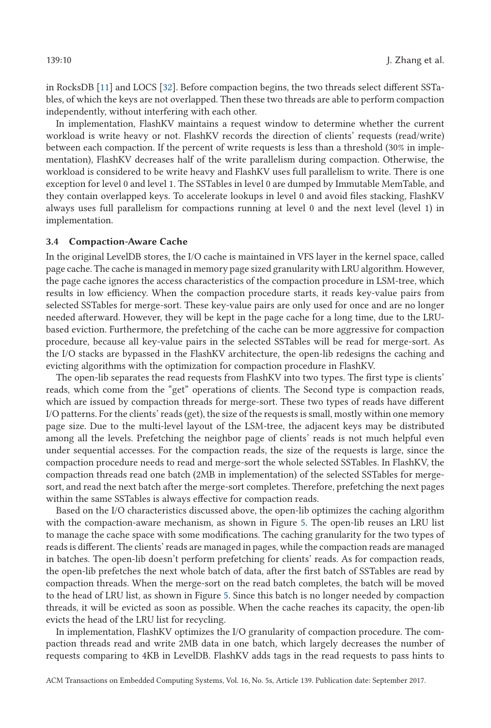in RocksDB [11] and LOCS [32]. Before compaction begins, the two threads select different SSTables, of which the keys are not overlapped. Then these two threads are able to perform compaction independently, without interfering with each other.

In implementation, FlashKV maintains a request window to determine whether the current workload is write heavy or not. FlashKV records the direction of clients' requests (read/write) between each compaction. If the percent of write requests is less than a threshold (30% in implementation), FlashKV decreases half of the write parallelism during compaction. Otherwise, the workload is considered to be write heavy and FlashKV uses full parallelism to write. There is one exception for level 0 and level 1. The SSTables in level 0 are dumped by Immutable MemTable, and they contain overlapped keys. To accelerate lookups in level 0 and avoid files stacking, FlashKV always uses full parallelism for compactions running at level 0 and the next level (level 1) in implementation.

### 3.4 Compaction-Aware Cache

In the original LevelDB stores, the I/O cache is maintained in VFS layer in the kernel space, called page cache. The cache is managed in memory page sized granularity with LRU algorithm. However, the page cache ignores the access characteristics of the compaction procedure in LSM-tree, which results in low efficiency. When the compaction procedure starts, it reads key-value pairs from selected SSTables for merge-sort. These key-value pairs are only used for once and are no longer needed afterward. However, they will be kept in the page cache for a long time, due to the LRU-based eviction. Furthermore, the prefetching of the cache can be more aggressive for compaction procedure, because all key-value pairs in the selected SSTables will be read for merge-sort. As the I/O stacks are bypassed in the FlashKV architecture, the open-lib redesigns the caching and evicting algorithms with the optimization for compaction procedure in FlashKV.

The open-lib separates the read requests from FlashKV into two types. The first type is clients' reads, which come from the "get" operations of clients. The Second type is compaction reads, which are issued by compaction threads for merge-sort. These two types of reads have different I/O patterns. For the clients' reads (get), the size of the requests is small, mostly within one memory page size. Due to the multi-level layout of the LSM-tree, the adjacent keys may be distributed among all the levels. Prefetching the neighbor page of clients' reads is not much helpful even under sequential accesses. For the compaction reads, the size of the requests is large, since the compaction procedure needs to read and merge-sort the whole selected SSTables. In FlashKV, the compaction threads read one batch (2MB in implementation) of the selected SSTables for merge-sort, and read the next batch after the merge-sort completes. Therefore, prefetching the next pages within the same SSTables is always effective for compaction reads.

Based on the I/O characteristics discussed above, the open-lib optimizes the caching algorithm with the compaction-aware mechanism, as shown in Figure 5. The open-lib reuses an LRU list to manage the cache space with some modifications. The caching granularity for the two types of reads is different. The clients' reads are managed in pages, while the compaction reads are managed in batches. The open-lib doesn't perform prefetching for clients' reads. As for compaction reads, the open-lib prefetches the next whole batch of data, after the first batch of SSTables are read by compaction threads. When the merge-sort on the read batch completes, the batch will be moved to the head of LRU list, as shown in Figure 5. Since this batch is no longer needed by compaction threads, it will be evicted as soon as possible. When the cache reaches its capacity, the open-lib evicts the head of the LRU list for recycling.

In implementation, FlashKV optimizes the I/O granularity of compaction procedure. The compaction threads read and write 2MB data in one batch, which largely decreases the number of requests comparing to 4KB in LevelDB. FlashKV adds tags in the read requests to pass hints to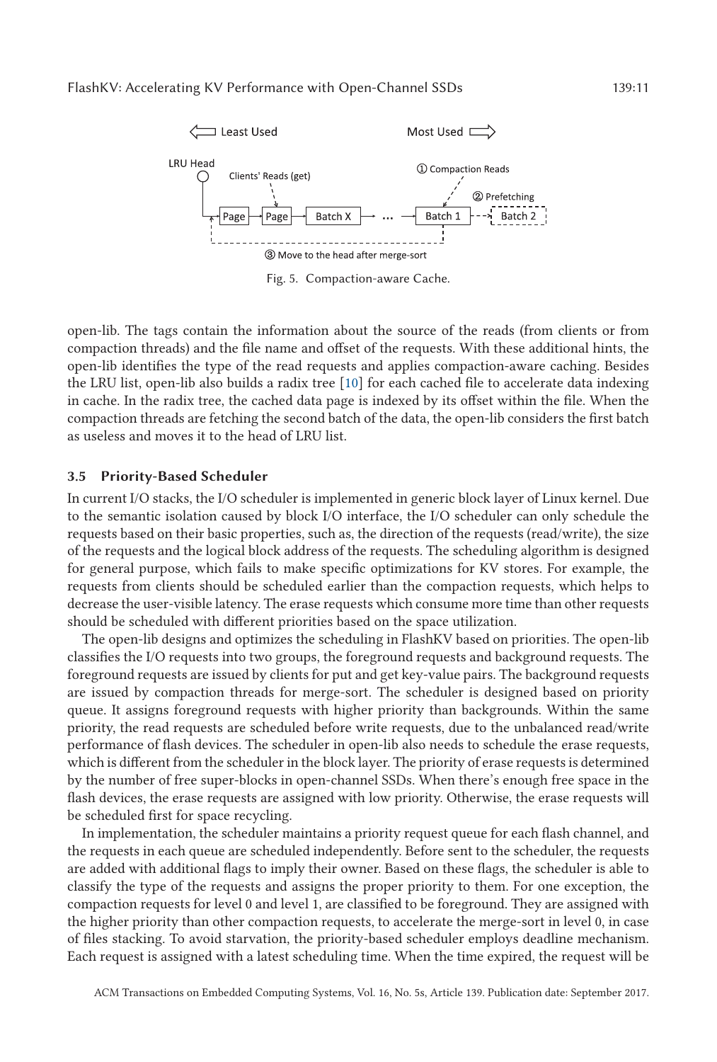Fig. 5. Compaction-aware Cache.

open-lib. The tags contain the information about the source of the reads (from clients or from compaction threads) and the file name and offset of the requests. With these additional hints, the open-lib identifies the type of the read requests and applies compaction-aware caching. Besides the LRU list, open-lib also builds a radix tree [10] for each cached file to accelerate data indexing in cache. In the radix tree, the cached data page is indexed by its offset within the file. When the compaction threads are fetching the second batch of the data, the open-lib considers the first batch as useless and moves it to the head of LRU list.

### 3.5 Priority-Based Scheduler

In current I/O stacks, the I/O scheduler is implemented in generic block layer of Linux kernel. Due to the semantic isolation caused by block I/O interface, the I/O scheduler can only schedule the requests based on their basic properties, such as, the direction of the requests (read/write), the size of the requests and the logical block address of the requests. The scheduling algorithm is designed for general purpose, which fails to make specific optimizations for KV stores. For example, the requests from clients should be scheduled earlier than the compaction requests, which helps to decrease the user-visible latency. The erase requests which consume more time than other requests should be scheduled with different priorities based on the space utilization.

The open-lib designs and optimizes the scheduling in FlashKV based on priorities. The open-lib classifies the I/O requests into two groups, the foreground requests and background requests. The foreground requests are issued by clients for put and get key-value pairs. The background requests are issued by compaction threads for merge-sort. The scheduler is designed based on priority queue. It assigns foreground requests with higher priority than backgrounds. Within the same priority, the read requests are scheduled before write requests, due to the unbalanced read/write performance of flash devices. The scheduler in open-lib also needs to schedule the erase requests, which is different from the scheduler in the block layer. The priority of erase requests is determined by the number of free super-blocks in open-channel SSDs. When there's enough free space in the flash devices, the erase requests are assigned with low priority. Otherwise, the erase requests will be scheduled first for space recycling.

In implementation, the scheduler maintains a priority request queue for each flash channel, and the requests in each queue are scheduled independently. Before sent to the scheduler, the requests are added with additional flags to imply their owner. Based on these flags, the scheduler is able to classify the type of the requests and assigns the proper priority to them. For one exception, the compaction requests for level 0 and level 1, are classified to be foreground. They are assigned with the higher priority than other compaction requests, to accelerate the merge-sort in level 0, in case of files stacking. To avoid starvation, the priority-based scheduler employs deadline mechanism. Each request is assigned with a latest scheduling time. When the time expired, the request will be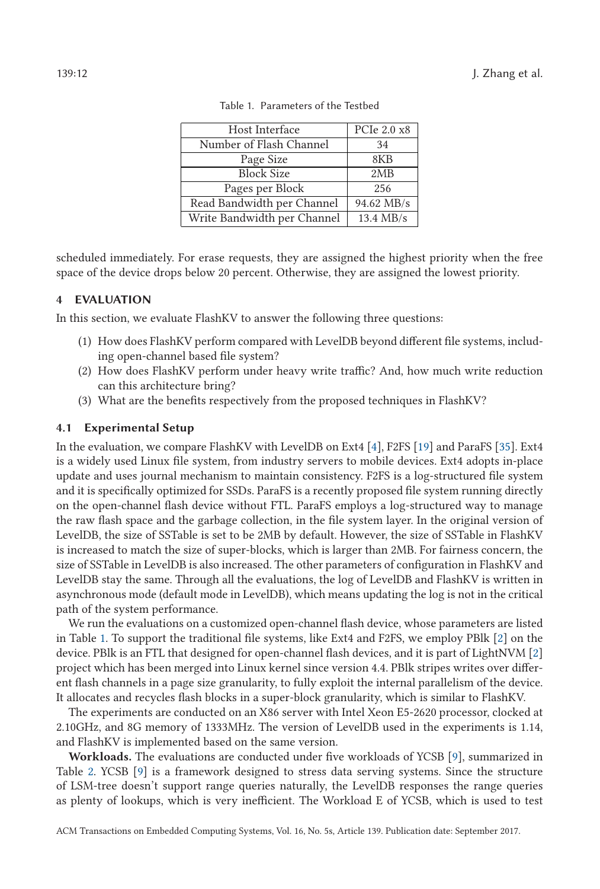Table 1. Parameters of the Testbed

| Host Interface | PCIe 2.0 x8 |
|---|---|
| Number of Flash Channel | 34 |
| Page Size | 8KB |
| Block Size | 2MB |
| Pages per Block | 256 |
| Read Bandwidth per Channel | 94.62 MB/s |
| Write Bandwidth per Channel | 13.4 MB/s |

scheduled immediately. For erase requests, they are assigned the highest priority when the free space of the device drops below 20 percent. Otherwise, they are assigned the lowest priority.

## 4 EVALUATION

In this section, we evaluate FlashKV to answer the following three questions:

(1) How does FlashKV perform compared with LevelDB beyond different file systems, including open-channel based file system?
(2) How does FlashKV perform under heavy write traffic? And, how much write reduction can this architecture bring?
(3) What are the benefits respectively from the proposed techniques in FlashKV?

### 4.1 Experimental Setup

In the evaluation, we compare FlashKV with LevelDB on Ext4 [4], F2FS [19] and ParaFS [35]. Ext4 is a widely used Linux file system, from industry servers to mobile devices. Ext4 adopts in-place update and uses journal mechanism to maintain consistency. F2FS is a log-structured file system and it is specifically optimized for SSDs. ParaFS is a recently proposed file system running directly on the open-channel flash device without FTL. ParaFS employs a log-structured way to manage the raw flash space and the garbage collection, in the file system layer. In the original version of LevelDB, the size of SSTable is set to be 2MB by default. However, the size of SSTable in FlashKV is increased to match the size of super-blocks, which is larger than 2MB. For fairness concern, the size of SSTable in LevelDB is also increased. The other parameters of configuration in FlashKV and LevelDB stay the same. Through all the evaluations, the log of LevelDB and FlashKV is written in asynchronous mode (default mode in LevelDB), which means updating the log is not in the critical path of the system performance.

We run the evaluations on a customized open-channel flash device, whose parameters are listed in Table 1. To support the traditional file systems, like Ext4 and F2FS, we employ PBlk [2] on the device. PBlk is an FTL that designed for open-channel flash devices, and it is part of LightNVM [2] project which has been merged into Linux kernel since version 4.4. PBlk stripes writes over different flash channels in a page size granularity, to fully exploit the internal parallelism of the device. It allocates and recycles flash blocks in a super-block granularity, which is similar to FlashKV.

The experiments are conducted on an X86 server with Intel Xeon E5-2620 processor, clocked at 2.10GHz, and 8G memory of 1333MHz. The version of LevelDB used in the experiments is 1.14, and FlashKV is implemented based on the same version.

**Workloads.** The evaluations are conducted under five workloads of YCSB [9], summarized in Table 2. YCSB [9] is a framework designed to stress data serving systems. Since the structure of LSM-tree doesn't support range queries naturally, the LevelDB responses the range queries as plenty of lookups, which is very inefficient. The Workload E of YCSB, which is used to test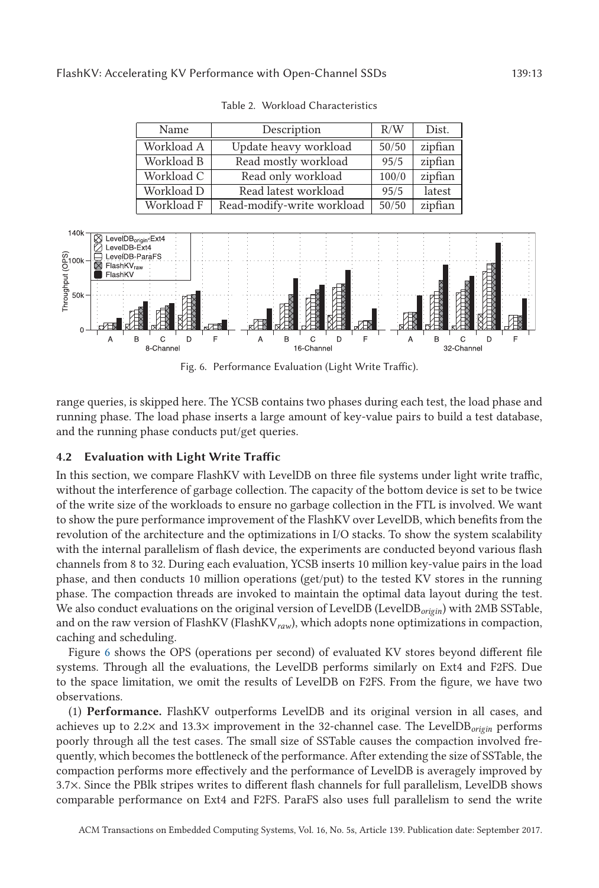Table 2. Workload Characteristics

| Name | Description | R/W | Dist. |
|---|---|---|---|
| Workload A | Update heavy workload | 50/50 | zipfian |
| Workload B | Read mostly workload | 95/5 | zipfian |
| Workload C | Read only workload | 100/0 | zipfian |
| Workload D | Read latest workload | 95/5 | latest |
| Workload F | Read-modify-write workload | 50/50 | zipfian |

Fig. 6. Performance Evaluation (Light Write Traffic).

range queries, is skipped here. The YCSB contains two phases during each test, the load phase and running phase. The load phase inserts a large amount of key-value pairs to build a test database, and the running phase conducts put/get queries.

### 4.2 Evaluation with Light Write Traffic

In this section, we compare FlashKV with LevelDB on three file systems under light write traffic, without the interference of garbage collection. The capacity of the bottom device is set to be twice of the write size of the workloads to ensure no garbage collection in the FTL is involved. We want to show the pure performance improvement of the FlashKV over LevelDB, which benefits from the revolution of the architecture and the optimizations in I/O stacks. To show the system scalability with the internal parallelism of flash device, the experiments are conducted beyond various flash channels from 8 to 32. During each evaluation, YCSB inserts 10 million key-value pairs in the load phase, and then conducts 10 million operations (get/put) to the tested KV stores in the running phase. The compaction threads are invoked to maintain the optimal data layout during the test. We also conduct evaluations on the original version of LevelDB (LevelDB$_{origin}$) with 2MB SSTable, and on the raw version of FlashKV (FlashKV$_{raw}$), which adopts none optimizations in compaction, caching and scheduling.

Figure 6 shows the OPS (operations per second) of evaluated KV stores beyond different file systems. Through all the evaluations, the LevelDB performs similarly on Ext4 and F2FS. Due to the space limitation, we omit the results of LevelDB on F2FS. From the figure, we have two observations.

(1) **Performance.** FlashKV outperforms LevelDB and its original version in all cases, and achieves up to 2.2× and 13.3× improvement in the 32-channel case. The LevelDB$_{origin}$ performs poorly through all the test cases. The small size of SSTable causes the compaction involved frequently, which becomes the bottleneck of the performance. After extending the size of SSTable, the compaction performs more effectively and the performance of LevelDB is averagely improved by 3.7×. Since the PBlk stripes writes to different flash channels for full parallelism, LevelDB shows comparable performance on Ext4 and F2FS. ParaFS also uses full parallelism to send the write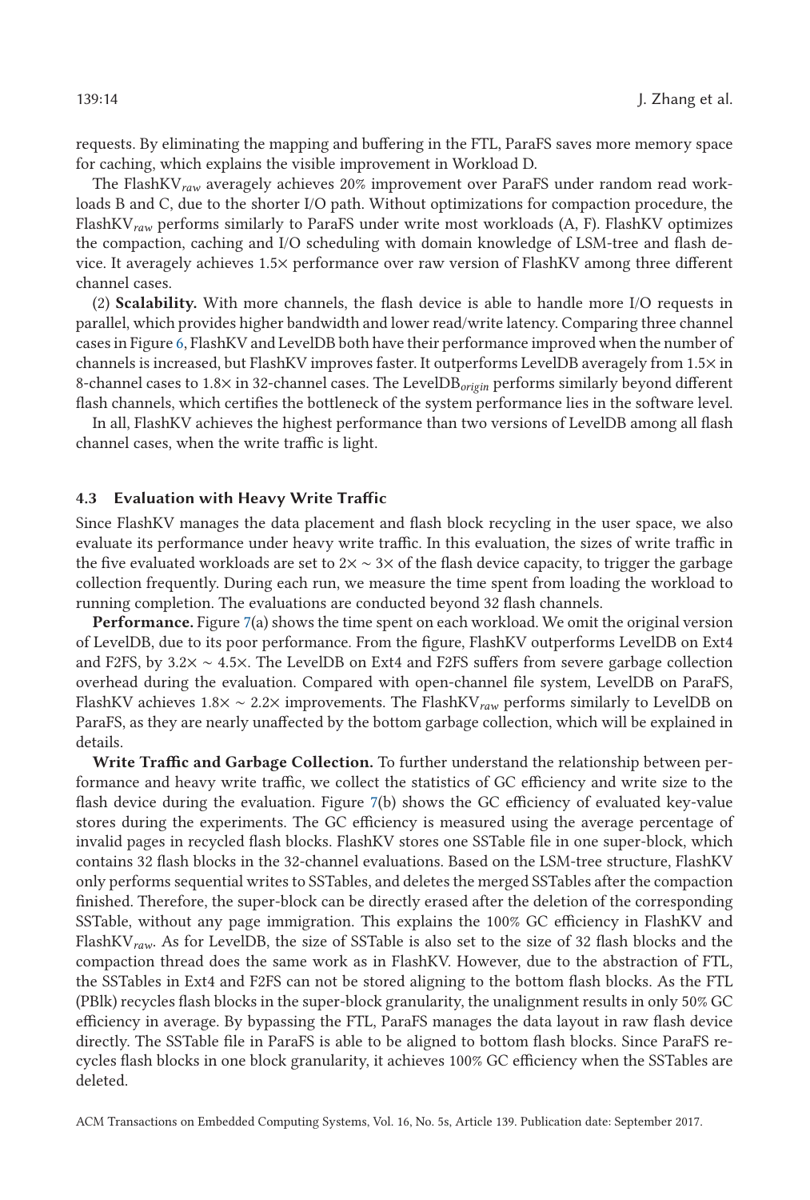requests. By eliminating the mapping and buffering in the FTL, ParaFS saves more memory space for caching, which explains the visible improvement in Workload D.

The FlashKV$_{raw}$ averagely achieves 20% improvement over ParaFS under random read workloads B and C, due to the shorter I/O path. Without optimizations for compaction procedure, the FlashKV$_{raw}$ performs similarly to ParaFS under write most workloads (A, F). FlashKV optimizes the compaction, caching and I/O scheduling with domain knowledge of LSM-tree and flash device. It averagely achieves 1.5× performance over raw version of FlashKV among three different channel cases.

(2) **Scalability.** With more channels, the flash device is able to handle more I/O requests in parallel, which provides higher bandwidth and lower read/write latency. Comparing three channel cases in Figure 6, FlashKV and LevelDB both have their performance improved when the number of channels is increased, but FlashKV improves faster. It outperforms LevelDB averagely from 1.5× in 8-channel cases to 1.8× in 32-channel cases. The LevelDB$_{origin}$ performs similarly beyond different flash channels, which certifies the bottleneck of the system performance lies in the software level.

In all, FlashKV achieves the highest performance than two versions of LevelDB among all flash channel cases, when the write traffic is light.

### 4.3 Evaluation with Heavy Write Traffic

Since FlashKV manages the data placement and flash block recycling in the user space, we also evaluate its performance under heavy write traffic. In this evaluation, the sizes of write traffic in the five evaluated workloads are set to 2× ∼ 3× of the flash device capacity, to trigger the garbage collection frequently. During each run, we measure the time spent from loading the workload to running completion. The evaluations are conducted beyond 32 flash channels.

**Performance.** Figure 7(a) shows the time spent on each workload. We omit the original version of LevelDB, due to its poor performance. From the figure, FlashKV outperforms LevelDB on Ext4 and F2FS, by 3.2× ∼ 4.5×. The LevelDB on Ext4 and F2FS suffers from severe garbage collection overhead during the evaluation. Compared with open-channel file system, LevelDB on ParaFS, FlashKV achieves 1.8× ∼ 2.2× improvements. The FlashKV$_{raw}$ performs similarly to LevelDB on ParaFS, as they are nearly unaffected by the bottom garbage collection, which will be explained in details.

**Write Traffic and Garbage Collection.** To further understand the relationship between performance and heavy write traffic, we collect the statistics of GC efficiency and write size to the flash device during the evaluation. Figure 7(b) shows the GC efficiency of evaluated key-value stores during the experiments. The GC efficiency is measured using the average percentage of invalid pages in recycled flash blocks. FlashKV stores one SSTable file in one super-block, which contains 32 flash blocks in the 32-channel evaluations. Based on the LSM-tree structure, FlashKV only performs sequential writes to SSTables, and deletes the merged SSTables after the compaction finished. Therefore, the super-block can be directly erased after the deletion of the corresponding SSTable, without any page immigration. This explains the 100% GC efficiency in FlashKV and FlashKV$_{raw}$. As for LevelDB, the size of SSTable is also set to the size of 32 flash blocks and the compaction thread does the same work as in FlashKV. However, due to the abstraction of FTL, the SSTables in Ext4 and F2FS can not be stored aligning to the bottom flash blocks. As the FTL (PBlk) recycles flash blocks in the super-block granularity, the unalignment results in only 50% GC efficiency in average. By bypassing the FTL, ParaFS manages the data layout in raw flash device directly. The SSTable file in ParaFS is able to be aligned to bottom flash blocks. Since ParaFS recycles flash blocks in one block granularity, it achieves 100% GC efficiency when the SSTables are deleted.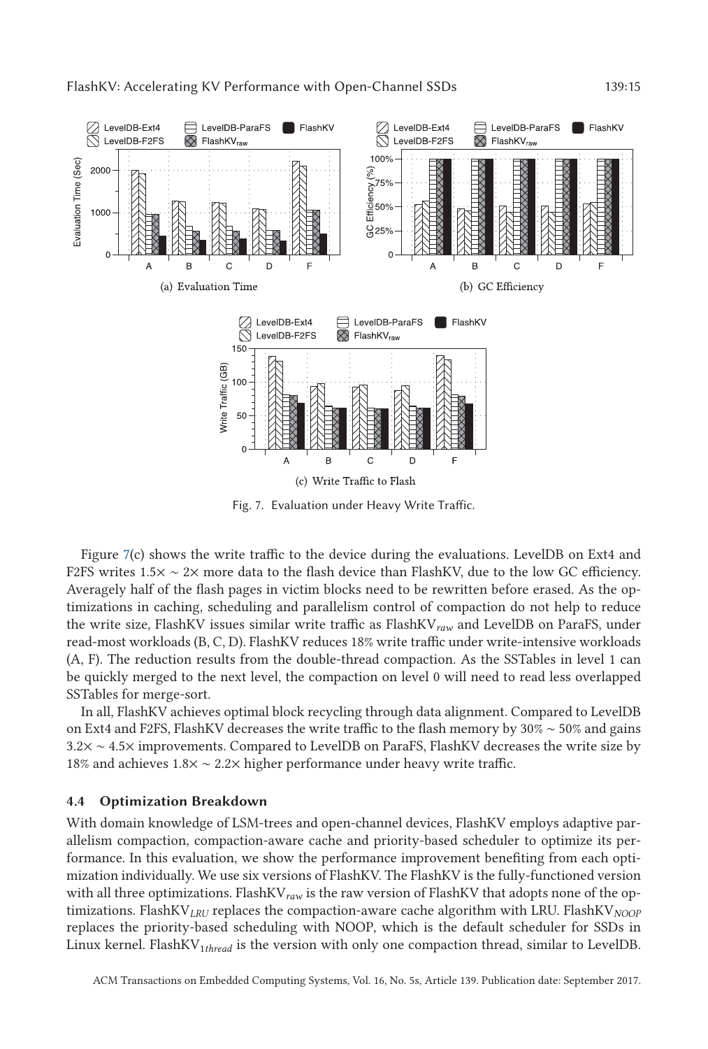(a) Evaluation Time

(b) GC Efficiency

(c) Write Traffic to Flash

Fig. 7. Evaluation under Heavy Write Traffic.

Figure 7(c) shows the write traffic to the device during the evaluations. LevelDB on Ext4 and F2FS writes 1.5× ∼ 2× more data to the flash device than FlashKV, due to the low GC efficiency. Averagely half of the flash pages in victim blocks need to be rewritten before erased. As the optimizations in caching, scheduling and parallelism control of compaction do not help to reduce the write size, FlashKV issues similar write traffic as $\text{FlashKV}_{raw}$ and LevelDB on ParaFS, under read-most workloads (B, C, D). FlashKV reduces 18% write traffic under write-intensive workloads (A, F). The reduction results from the double-thread compaction. As the SSTables in level 1 can be quickly merged to the next level, the compaction on level 0 will need to read less overlapped SSTables for merge-sort.

In all, FlashKV achieves optimal block recycling through data alignment. Compared to LevelDB on Ext4 and F2FS, FlashKV decreases the write traffic to the flash memory by 30% ∼ 50% and gains 3.2× ∼ 4.5× improvements. Compared to LevelDB on ParaFS, FlashKV decreases the write size by 18% and achieves 1.8× ∼ 2.2× higher performance under heavy write traffic.

### 4.4 Optimization Breakdown

With domain knowledge of LSM-trees and open-channel devices, FlashKV employs adaptive parallelism compaction, compaction-aware cache and priority-based scheduler to optimize its performance. In this evaluation, we show the performance improvement benefiting from each optimization individually. We use six versions of FlashKV. The FlashKV is the fully-functioned version with all three optimizations. $\text{FlashKV}_{raw}$ is the raw version of FlashKV that adopts none of the optimizations. $\text{FlashKV}_{LRU}$ replaces the compaction-aware cache algorithm with LRU. $\text{FlashKV}_{NOOP}$ replaces the priority-based scheduling with NOOP, which is the default scheduler for SSDs in Linux kernel. $\text{FlashKV}_{1thread}$ is the version with only one compaction thread, similar to LevelDB.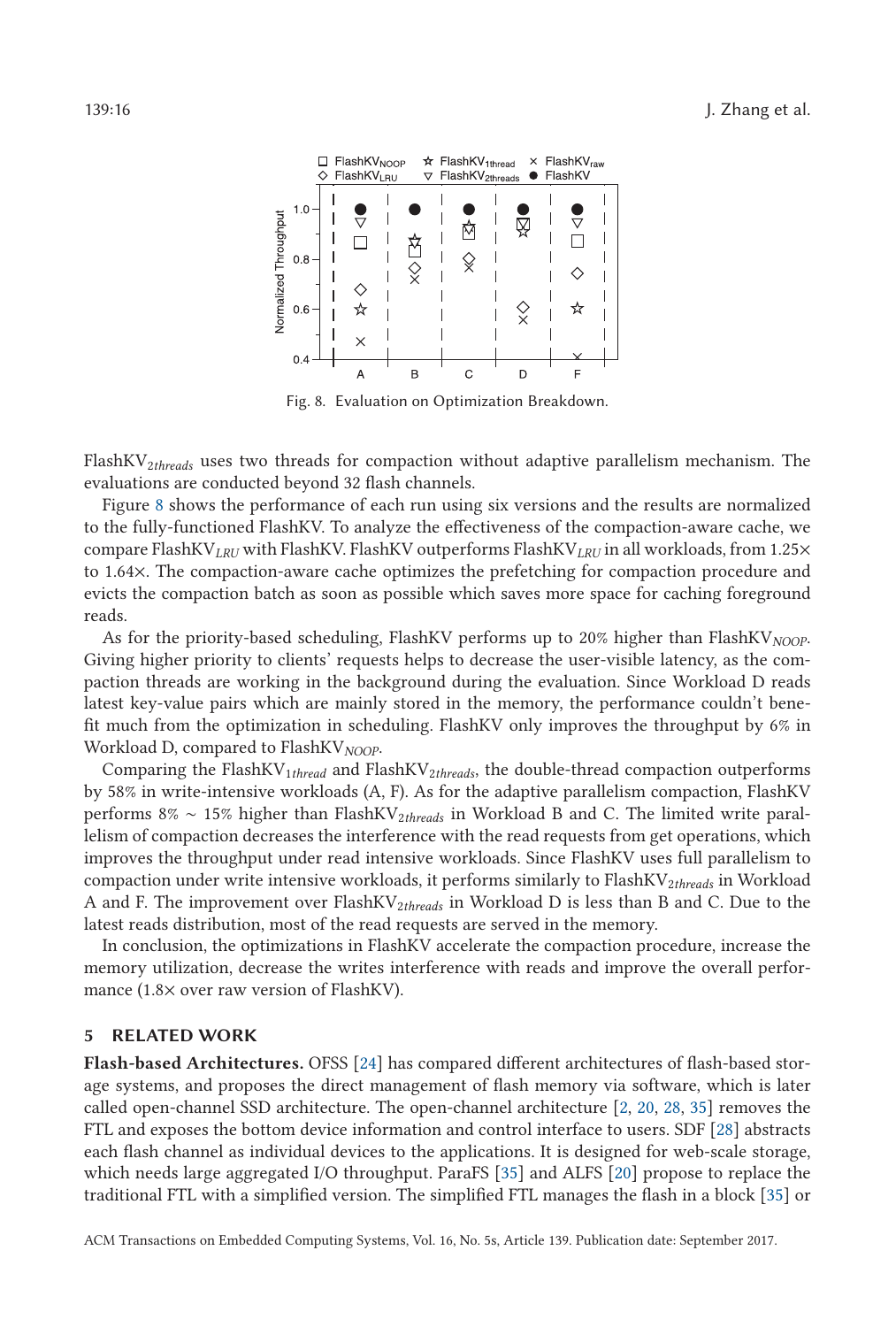Fig. 8. Evaluation on Optimization Breakdown.

FlashKV$_{2threads}$ uses two threads for compaction without adaptive parallelism mechanism. The evaluations are conducted beyond 32 flash channels.

Figure 8 shows the performance of each run using six versions and the results are normalized to the fully-functioned FlashKV. To analyze the effectiveness of the compaction-aware cache, we compare FlashKV$_{LRU}$ with FlashKV. FlashKV outperforms FlashKV$_{LRU}$ in all workloads, from 1.25× to 1.64×. The compaction-aware cache optimizes the prefetching for compaction procedure and evicts the compaction batch as soon as possible which saves more space for caching foreground reads.

As for the priority-based scheduling, FlashKV performs up to 20% higher than FlashKV$_{NOOP}$. Giving higher priority to clients' requests helps to decrease the user-visible latency, as the compaction threads are working in the background during the evaluation. Since Workload D reads latest key-value pairs which are mainly stored in the memory, the performance couldn't benefit much from the optimization in scheduling. FlashKV only improves the throughput by 6% in Workload D, compared to FlashKV$_{NOOP}$.

Comparing the FlashKV$_{1thread}$ and FlashKV$_{2threads}$, the double-thread compaction outperforms by 58% in write-intensive workloads (A, F). As for the adaptive parallelism compaction, FlashKV performs 8% ∼ 15% higher than FlashKV$_{2threads}$ in Workload B and C. The limited write parallelism of compaction decreases the interference with the read requests from get operations, which improves the throughput under read intensive workloads. Since FlashKV uses full parallelism to compaction under write intensive workloads, it performs similarly to FlashKV$_{2threads}$ in Workload A and F. The improvement over FlashKV$_{2threads}$ in Workload D is less than B and C. Due to the latest reads distribution, most of the read requests are served in the memory.

In conclusion, the optimizations in FlashKV accelerate the compaction procedure, increase the memory utilization, decrease the writes interference with reads and improve the overall performance (1.8× over raw version of FlashKV).

## 5 RELATED WORK

**Flash-based Architectures.** OFSS [24] has compared different architectures of flash-based storage systems, and proposes the direct management of flash memory via software, which is later called open-channel SSD architecture. The open-channel architecture [2, 20, 28, 35] removes the FTL and exposes the bottom device information and control interface to users. SDF [28] abstracts each flash channel as individual devices to the applications. It is designed for web-scale storage, which needs large aggregated I/O throughput. ParaFS [35] and ALFS [20] propose to replace the traditional FTL with a simplified version. The simplified FTL manages the flash in a block [35] or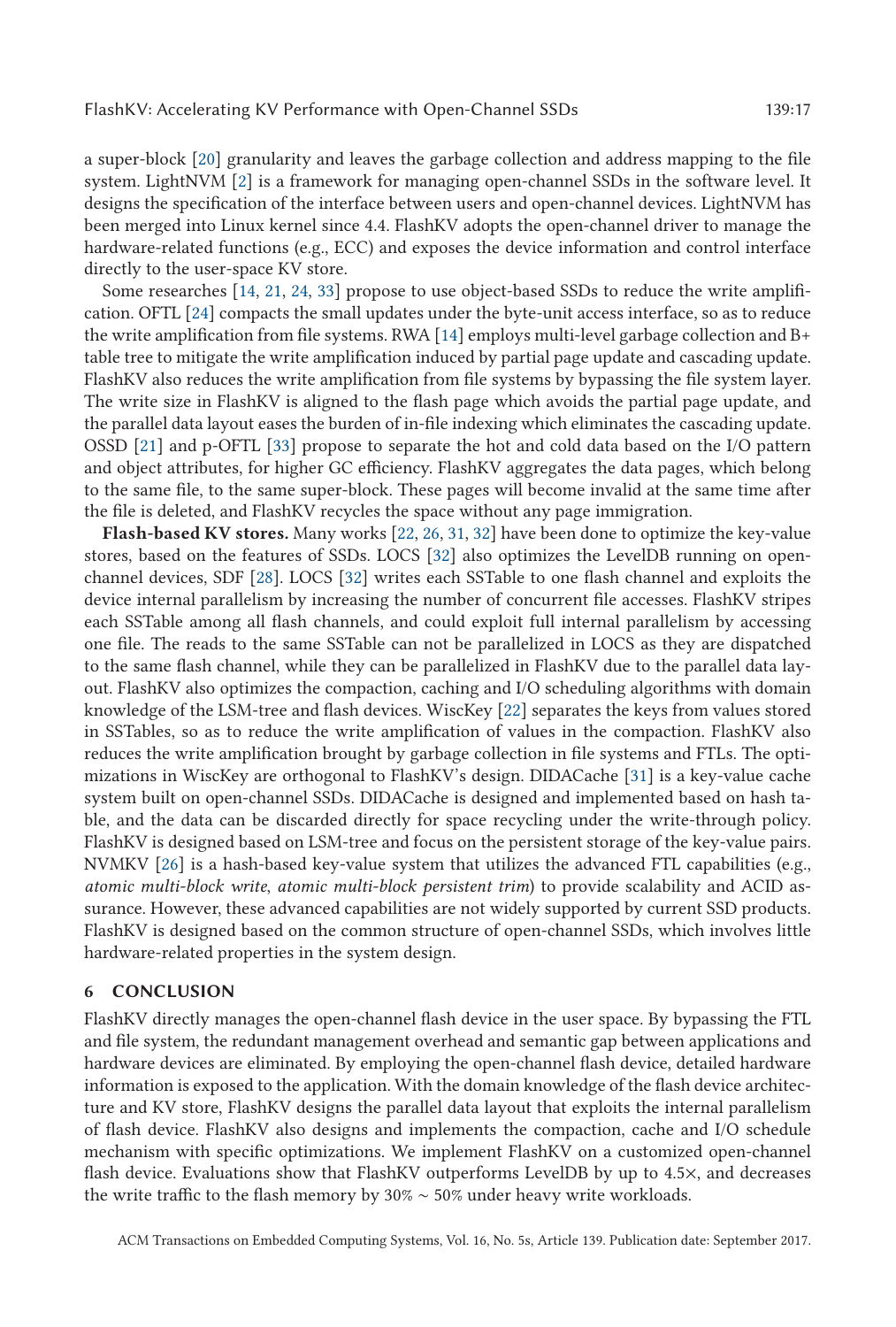a super-block [20] granularity and leaves the garbage collection and address mapping to the file system. LightNVM [2] is a framework for managing open-channel SSDs in the software level. It designs the specification of the interface between users and open-channel devices. LightNVM has been merged into Linux kernel since 4.4. FlashKV adopts the open-channel driver to manage the hardware-related functions (e.g., ECC) and exposes the device information and control interface directly to the user-space KV store.

Some researches [14, 21, 24, 33] propose to use object-based SSDs to reduce the write amplification. OFTL [24] compacts the small updates under the byte-unit access interface, so as to reduce the write amplification from file systems. RWA [14] employs multi-level garbage collection and B+ table tree to mitigate the write amplification induced by partial page update and cascading update. FlashKV also reduces the write amplification from file systems by bypassing the file system layer. The write size in FlashKV is aligned to the flash page which avoids the partial page update, and the parallel data layout eases the burden of in-file indexing which eliminates the cascading update. OSSD [21] and p-OFTL [33] propose to separate the hot and cold data based on the I/O pattern and object attributes, for higher GC efficiency. FlashKV aggregates the data pages, which belong to the same file, to the same super-block. These pages will become invalid at the same time after the file is deleted, and FlashKV recycles the space without any page immigration.

**Flash-based KV stores.** Many works [22, 26, 31, 32] have been done to optimize the key-value stores, based on the features of SSDs. LOCS [32] also optimizes the LevelDB running on open-channel devices, SDF [28]. LOCS [32] writes each SSTable to one flash channel and exploits the device internal parallelism by increasing the number of concurrent file accesses. FlashKV stripes each SSTable among all flash channels, and could exploit full internal parallelism by accessing one file. The reads to the same SSTable can not be parallelized in LOCS as they are dispatched to the same flash channel, while they can be parallelized in FlashKV due to the parallel data layout. FlashKV also optimizes the compaction, caching and I/O scheduling algorithms with domain knowledge of the LSM-tree and flash devices. WiscKey [22] separates the keys from values stored in SSTables, so as to reduce the write amplification of values in the compaction. FlashKV also reduces the write amplification brought by garbage collection in file systems and FTLs. The optimizations in WiscKey are orthogonal to FlashKV's design. DIDACache [31] is a key-value cache system built on open-channel SSDs. DIDACache is designed and implemented based on hash table, and the data can be discarded directly for space recycling under the write-through policy. FlashKV is designed based on LSM-tree and focus on the persistent storage of the key-value pairs. NVMKV [26] is a hash-based key-value system that utilizes the advanced FTL capabilities (e.g., *atomic multi-block write*, *atomic multi-block persistent trim*) to provide scalability and ACID assurance. However, these advanced capabilities are not widely supported by current SSD products. FlashKV is designed based on the common structure of open-channel SSDs, which involves little hardware-related properties in the system design.

## 6 CONCLUSION

FlashKV directly manages the open-channel flash device in the user space. By bypassing the FTL and file system, the redundant management overhead and semantic gap between applications and hardware devices are eliminated. By employing the open-channel flash device, detailed hardware information is exposed to the application. With the domain knowledge of the flash device architecture and KV store, FlashKV designs the parallel data layout that exploits the internal parallelism of flash device. FlashKV also designs and implements the compaction, cache and I/O schedule mechanism with specific optimizations. We implement FlashKV on a customized open-channel flash device. Evaluations show that FlashKV outperforms LevelDB by up to 4.5×, and decreases the write traffic to the flash memory by 30% ∼ 50% under heavy write workloads.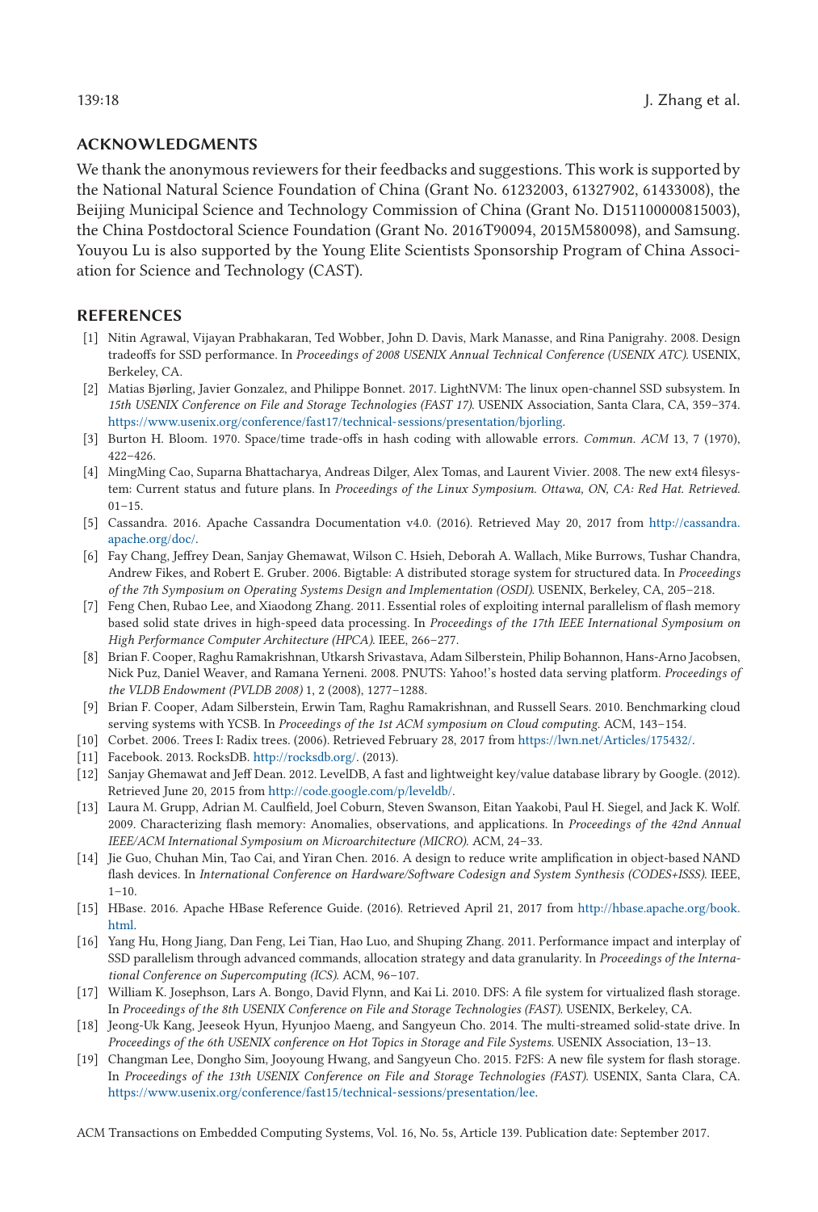## ACKNOWLEDGMENTS

We thank the anonymous reviewers for their feedbacks and suggestions. This work is supported by the National Natural Science Foundation of China (Grant No. 61232003, 61327902, 61433008), the Beijing Municipal Science and Technology Commission of China (Grant No. D151100000815003), the China Postdoctoral Science Foundation (Grant No. 2016T90094, 2015M580098), and Samsung. Youyou Lu is also supported by the Young Elite Scientists Sponsorship Program of China Association for Science and Technology (CAST).

## REFERENCES

[1] Nitin Agrawal, Vijayan Prabhakaran, Ted Wobber, John D. Davis, Mark Manasse, and Rina Panigrahy. 2008. Design tradeoffs for SSD performance. In *Proceedings of 2008 USENIX Annual Technical Conference (USENIX ATC)*. USENIX, Berkeley, CA.

[2] Matias Bjørling, Javier Gonzalez, and Philippe Bonnet. 2017. LightNVM: The linux open-channel SSD subsystem. In *15th USENIX Conference on File and Storage Technologies (FAST 17)*. USENIX Association, Santa Clara, CA, 359–374. https://www.usenix.org/conference/fast17/technical-sessions/presentation/bjorling.

[3] Burton H. Bloom. 1970. Space/time trade-offs in hash coding with allowable errors. *Commun. ACM* 13, 7 (1970), 422–426.

[4] MingMing Cao, Suparna Bhattacharya, Andreas Dilger, Alex Tomas, and Laurent Vivier. 2008. The new ext4 filesystem: Current status and future plans. In *Proceedings of the Linux Symposium. Ottawa, ON, CA: Red Hat. Retrieved*. 01–15.

[5] Cassandra. 2016. Apache Cassandra Documentation v4.0. (2016). Retrieved May 20, 2017 from http://cassandra.apache.org/doc/.

[6] Fay Chang, Jeffrey Dean, Sanjay Ghemawat, Wilson C. Hsieh, Deborah A. Wallach, Mike Burrows, Tushar Chandra, Andrew Fikes, and Robert E. Gruber. 2006. Bigtable: A distributed storage system for structured data. In *Proceedings of the 7th Symposium on Operating Systems Design and Implementation (OSDI)*. USENIX, Berkeley, CA, 205–218.

[7] Feng Chen, Rubao Lee, and Xiaodong Zhang. 2011. Essential roles of exploiting internal parallelism of flash memory based solid state drives in high-speed data processing. In *Proceedings of the 17th IEEE International Symposium on High Performance Computer Architecture (HPCA)*. IEEE, 266–277.

[8] Brian F. Cooper, Raghu Ramakrishnan, Utkarsh Srivastava, Adam Silberstein, Philip Bohannon, Hans-Arno Jacobsen, Nick Puz, Daniel Weaver, and Ramana Yerneni. 2008. PNUTS: Yahoo!'s hosted data serving platform. *Proceedings of the VLDB Endowment (PVLDB 2008)* 1, 2 (2008), 1277–1288.

[9] Brian F. Cooper, Adam Silberstein, Erwin Tam, Raghu Ramakrishnan, and Russell Sears. 2010. Benchmarking cloud serving systems with YCSB. In *Proceedings of the 1st ACM symposium on Cloud computing*. ACM, 143–154.

[10] Corbet. 2006. Trees I: Radix trees. (2006). Retrieved February 28, 2017 from https://lwn.net/Articles/175432/.

[11] Facebook. 2013. RocksDB. http://rocksdb.org/. (2013).

[12] Sanjay Ghemawat and Jeff Dean. 2012. LevelDB, A fast and lightweight key/value database library by Google. (2012). Retrieved June 20, 2015 from http://code.google.com/p/leveldb/.

[13] Laura M. Grupp, Adrian M. Caulfield, Joel Coburn, Steven Swanson, Eitan Yaakobi, Paul H. Siegel, and Jack K. Wolf. 2009. Characterizing flash memory: Anomalies, observations, and applications. In *Proceedings of the 42nd Annual IEEE/ACM International Symposium on Microarchitecture (MICRO)*. ACM, 24–33.

[14] Jie Guo, Chuhan Min, Tao Cai, and Yiran Chen. 2016. A design to reduce write amplification in object-based NAND flash devices. In *International Conference on Hardware/Software Codesign and System Synthesis (CODES+ISSS)*. IEEE, 1–10.

[15] HBase. 2016. Apache HBase Reference Guide. (2016). Retrieved April 21, 2017 from http://hbase.apache.org/book.html.

[16] Yang Hu, Hong Jiang, Dan Feng, Lei Tian, Hao Luo, and Shuping Zhang. 2011. Performance impact and interplay of SSD parallelism through advanced commands, allocation strategy and data granularity. In *Proceedings of the International Conference on Supercomputing (ICS)*. ACM, 96–107.

[17] William K. Josephson, Lars A. Bongo, David Flynn, and Kai Li. 2010. DFS: A file system for virtualized flash storage. In *Proceedings of the 8th USENIX Conference on File and Storage Technologies (FAST)*. USENIX, Berkeley, CA.

[18] Jeong-Uk Kang, Jeeseok Hyun, Hyunjoo Maeng, and Sangyeun Cho. 2014. The multi-streamed solid-state drive. In *Proceedings of the 6th USENIX conference on Hot Topics in Storage and File Systems*. USENIX Association, 13–13.

[19] Changman Lee, Dongho Sim, Jooyoung Hwang, and Sangyeun Cho. 2015. F2FS: A new file system for flash storage. In *Proceedings of the 13th USENIX Conference on File and Storage Technologies (FAST)*. USENIX, Santa Clara, CA. https://www.usenix.org/conference/fast15/technical-sessions/presentation/lee.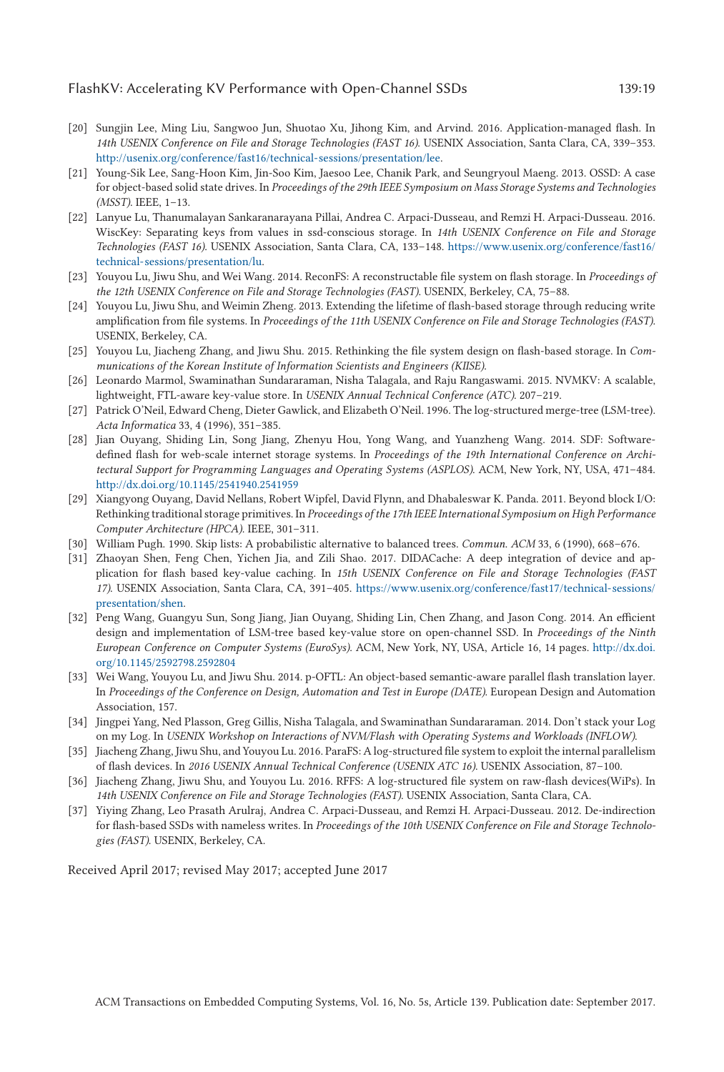[20] Sungjin Lee, Ming Liu, Sangwoo Jun, Shuotao Xu, Jihong Kim, and Arvind. 2016. Application-managed flash. In *14th USENIX Conference on File and Storage Technologies (FAST 16)*. USENIX Association, Santa Clara, CA, 339–353. http://usenix.org/conference/fast16/technical-sessions/presentation/lee.

[21] Young-Sik Lee, Sang-Hoon Kim, Jin-Soo Kim, Jaesoo Lee, Chanik Park, and Seungryoul Maeng. 2013. OSSD: A case for object-based solid state drives. In *Proceedings of the 29th IEEE Symposium on Mass Storage Systems and Technologies (MSST)*. IEEE, 1–13.

[22] Lanyue Lu, Thanumalayan Sankaranarayana Pillai, Andrea C. Arpaci-Dusseau, and Remzi H. Arpaci-Dusseau. 2016. WiscKey: Separating keys from values in ssd-conscious storage. In *14th USENIX Conference on File and Storage Technologies (FAST 16)*. USENIX Association, Santa Clara, CA, 133–148. https://www.usenix.org/conference/fast16/technical-sessions/presentation/lu.

[23] Youyou Lu, Jiwu Shu, and Wei Wang. 2014. ReconFS: A reconstructable file system on flash storage. In *Proceedings of the 12th USENIX Conference on File and Storage Technologies (FAST)*. USENIX, Berkeley, CA, 75–88.

[24] Youyou Lu, Jiwu Shu, and Weimin Zheng. 2013. Extending the lifetime of flash-based storage through reducing write amplification from file systems. In *Proceedings of the 11th USENIX Conference on File and Storage Technologies (FAST)*. USENIX, Berkeley, CA.

[25] Youyou Lu, Jiacheng Zhang, and Jiwu Shu. 2015. Rethinking the file system design on flash-based storage. In *Communications of the Korean Institute of Information Scientists and Engineers (KIISE)*.

[26] Leonardo Marmol, Swaminathan Sundararaman, Nisha Talagala, and Raju Rangaswami. 2015. NVMKV: A scalable, lightweight, FTL-aware key-value store. In *USENIX Annual Technical Conference (ATC)*. 207–219.

[27] Patrick O'Neil, Edward Cheng, Dieter Gawlick, and Elizabeth O'Neil. 1996. The log-structured merge-tree (LSM-tree). *Acta Informatica* 33, 4 (1996), 351–385.

[28] Jian Ouyang, Shiding Lin, Song Jiang, Zhenyu Hou, Yong Wang, and Yuanzheng Wang. 2014. SDF: Software-defined flash for web-scale internet storage systems. In *Proceedings of the 19th International Conference on Architectural Support for Programming Languages and Operating Systems (ASPLOS)*. ACM, New York, NY, USA, 471–484. http://dx.doi.org/10.1145/2541940.2541959

[29] Xiangyong Ouyang, David Nellans, Robert Wipfel, David Flynn, and Dhabaleswar K. Panda. 2011. Beyond block I/O: Rethinking traditional storage primitives. In *Proceedings of the 17th IEEE International Symposium on High Performance Computer Architecture (HPCA)*. IEEE, 301–311.

[30] William Pugh. 1990. Skip lists: A probabilistic alternative to balanced trees. *Commun. ACM* 33, 6 (1990), 668–676.

[31] Zhaoyan Shen, Feng Chen, Yichen Jia, and Zili Shao. 2017. DIDACache: A deep integration of device and application for flash based key-value caching. In *15th USENIX Conference on File and Storage Technologies (FAST 17)*. USENIX Association, Santa Clara, CA, 391–405. https://www.usenix.org/conference/fast17/technical-sessions/presentation/shen.

[32] Peng Wang, Guangyu Sun, Song Jiang, Jian Ouyang, Shiding Lin, Chen Zhang, and Jason Cong. 2014. An efficient design and implementation of LSM-tree based key-value store on open-channel SSD. In *Proceedings of the Ninth European Conference on Computer Systems (EuroSys)*. ACM, New York, NY, USA, Article 16, 14 pages. http://dx.doi.org/10.1145/2592798.2592804

[33] Wei Wang, Youyou Lu, and Jiwu Shu. 2014. p-OFTL: An object-based semantic-aware parallel flash translation layer. In *Proceedings of the Conference on Design, Automation and Test in Europe (DATE)*. European Design and Automation Association, 157.

[34] Jingpei Yang, Ned Plasson, Greg Gillis, Nisha Talagala, and Swaminathan Sundararaman. 2014. Don't stack your Log on my Log. In *USENIX Workshop on Interactions of NVM/Flash with Operating Systems and Workloads (INFLOW)*.

[35] Jiacheng Zhang, Jiwu Shu, and Youyou Lu. 2016. ParaFS: A log-structured file system to exploit the internal parallelism of flash devices. In *2016 USENIX Annual Technical Conference (USENIX ATC 16)*. USENIX Association, 87–100.

[36] Jiacheng Zhang, Jiwu Shu, and Youyou Lu. 2016. RFFS: A log-structured file system on raw-flash devices(WiPs). In *14th USENIX Conference on File and Storage Technologies (FAST)*. USENIX Association, Santa Clara, CA.

[37] Yiying Zhang, Leo Prasath Arulraj, Andrea C. Arpaci-Dusseau, and Remzi H. Arpaci-Dusseau. 2012. De-indirection for flash-based SSDs with nameless writes. In *Proceedings of the 10th USENIX Conference on File and Storage Technologies (FAST)*. USENIX, Berkeley, CA.

Received April 2017; revised May 2017; accepted June 2017